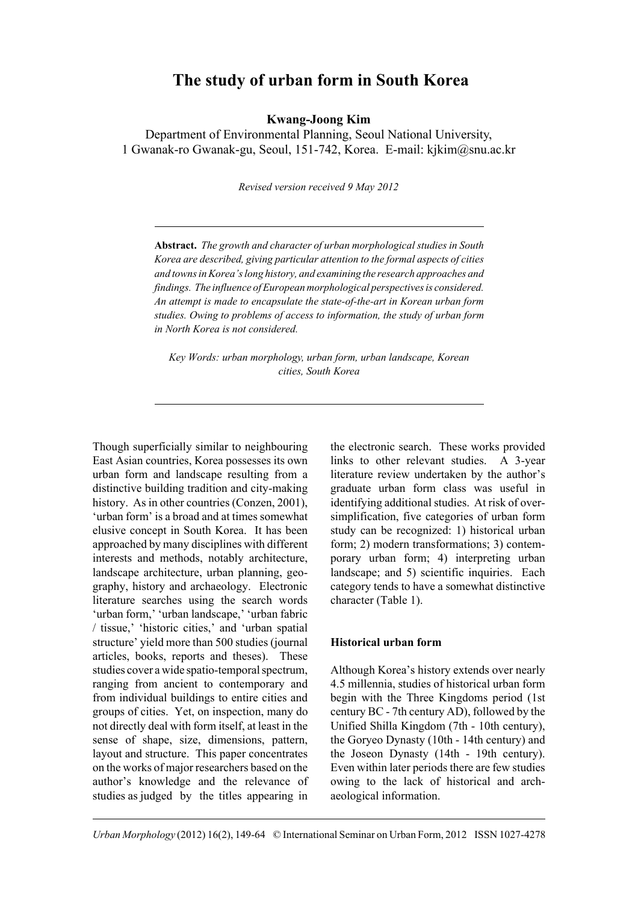# The study of urban form in South Korea

**Kwang-Joong Kim**

Department of Environmental Planning, Seoul National University, 1 Gwanak-ro Gwanak-gu, Seoul, 151-742, Korea. E-mail: kjkim@snu.ac.kr

*Revised version received 9 May 2012*

---

**Abstract.** *The growth and character of urban morphological studies in South Korea are described, giving particular attention to the formal aspects of cities and towns in Korea's long history, and examining the research approaches and findings. The influence of European morphological perspectives is considered. An attempt is made to encapsulate the state-of-the-art in Korean urban form studies. Owing to problems of access to information, the study of urban form in North Korea is not considered.*

*Key Words: urban morphology, urban form, urban landscape, Korean cities, South Korea*

---

Though superficially similar to neighbouring East Asian countries, Korea possesses its own urban form and landscape resulting from a distinctive building tradition and city-making history. As in other countries (Conzen, 2001), 'urban form' is a broad and at times somewhat elusive concept in South Korea. It has been approached by many disciplines with different interests and methods, notably architecture, landscape architecture, urban planning, geography, history and archaeology. Electronic literature searches using the search words 'urban form,' 'urban landscape,' 'urban fabric / tissue,' 'historic cities,' and 'urban spatial structure' yield more than 500 studies (journal articles, books, reports and theses). These studies cover a wide spatio-temporal spectrum, ranging from ancient to contemporary and from individual buildings to entire cities and groups of cities. Yet, on inspection, many do not directly deal with form itself, at least in the sense of shape, size, dimensions, pattern, layout and structure. This paper concentrates on the works of major researchers based on the author's knowledge and the relevance of studies as judged by the titles appearing in the electronic search. These works provided links to other relevant studies. A 3-year literature review undertaken by the author's graduate urban form class was useful in identifying additional studies. At risk of over-simplification, five categories of urban form study can be recognized: 1) historical urban form; 2) modern transformations; 3) contemporary urban form; 4) interpreting urban landscape; and 5) scientific inquiries. Each category tends to have a somewhat distinctive character (Table 1).

## Historical urban form

Although Korea's history extends over nearly 4.5 millennia, studies of historical urban form begin with the Three Kingdoms period (1st century BC - 7th century AD), followed by the Unified Shilla Kingdom (7th - 10th century), the Goryeo Dynasty (10th - 14th century) and the Joseon Dynasty (14th - 19th century). Even within later periods there are few studies owing to the lack of historical and archaeological information.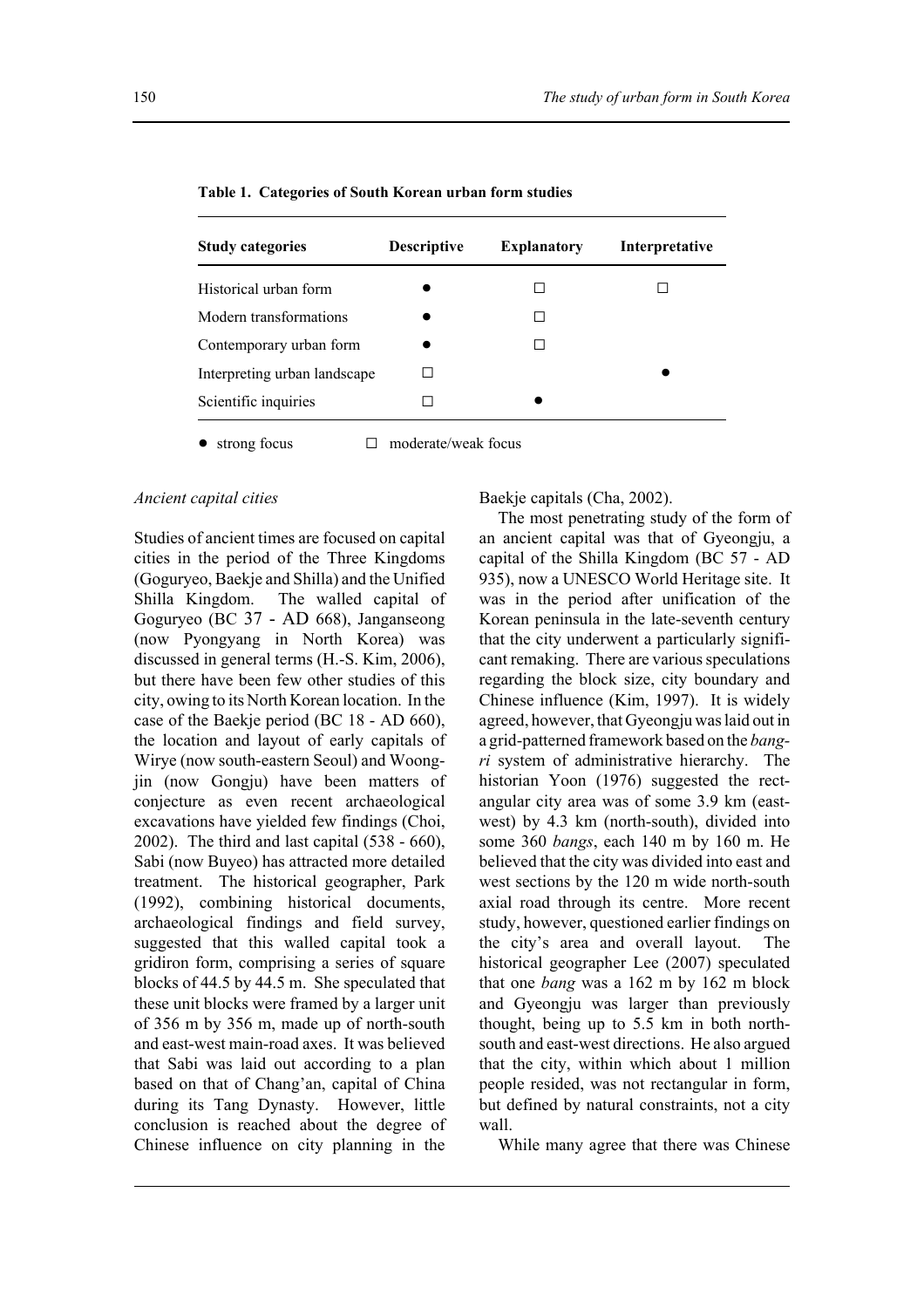**Table 1. Categories of South Korean urban form studies**

| Study categories | Descriptive | Explanatory | Interpretative |
|---|---|---|---|
| Historical urban form | ● | □ | □ |
| Modern transformations | ● | □ | |
| Contemporary urban form | ● | □ | |
| Interpreting urban landscape | □ | | ● |
| Scientific inquiries | □ | ● | |

● strong focus □ moderate/weak focus

*Ancient capital cities*

Studies of ancient times are focused on capital cities in the period of the Three Kingdoms (Goguryeo, Baekje and Shilla) and the Unified Shilla Kingdom. The walled capital of Goguryeo (BC 37 - AD 668), Janganseong (now Pyongyang in North Korea) was discussed in general terms (H.-S. Kim, 2006), but there have been few other studies of this city, owing to its North Korean location. In the case of the Baekje period (BC 18 - AD 660), the location and layout of early capitals of Wirye (now south-eastern Seoul) and Woongjin (now Gongju) have been matters of conjecture as even recent archaeological excavations have yielded few findings (Choi, 2002). The third and last capital (538 - 660), Sabi (now Buyeo) has attracted more detailed treatment. The historical geographer, Park (1992), combining historical documents, archaeological findings and field survey, suggested that this walled capital took a gridiron form, comprising a series of square blocks of 44.5 by 44.5 m. She speculated that these unit blocks were framed by a larger unit of 356 m by 356 m, made up of north-south and east-west main-road axes. It was believed that Sabi was laid out according to a plan based on that of Chang'an, capital of China during its Tang Dynasty. However, little conclusion is reached about the degree of Chinese influence on city planning in the Baekje capitals (Cha, 2002).

The most penetrating study of the form of an ancient capital was that of Gyeongju, a capital of the Shilla Kingdom (BC 57 - AD 935), now a UNESCO World Heritage site. It was in the period after unification of the Korean peninsula in the late-seventh century that the city underwent a particularly significant remaking. There are various speculations regarding the block size, city boundary and Chinese influence (Kim, 1997). It is widely agreed, however, that Gyeongju was laid out in a grid-patterned framework based on the *bang-ri* system of administrative hierarchy. The historian Yoon (1976) suggested the rectangular city area was of some 3.9 km (east-west) by 4.3 km (north-south), divided into some 360 *bangs*, each 140 m by 160 m. He believed that the city was divided into east and west sections by the 120 m wide north-south axial road through its centre. More recent study, however, questioned earlier findings on the city's area and overall layout. The historical geographer Lee (2007) speculated that one *bang* was a 162 m by 162 m block and Gyeongju was larger than previously thought, being up to 5.5 km in both north-south and east-west directions. He also argued that the city, within which about 1 million people resided, was not rectangular in form, but defined by natural constraints, not a city wall.

While many agree that there was Chinese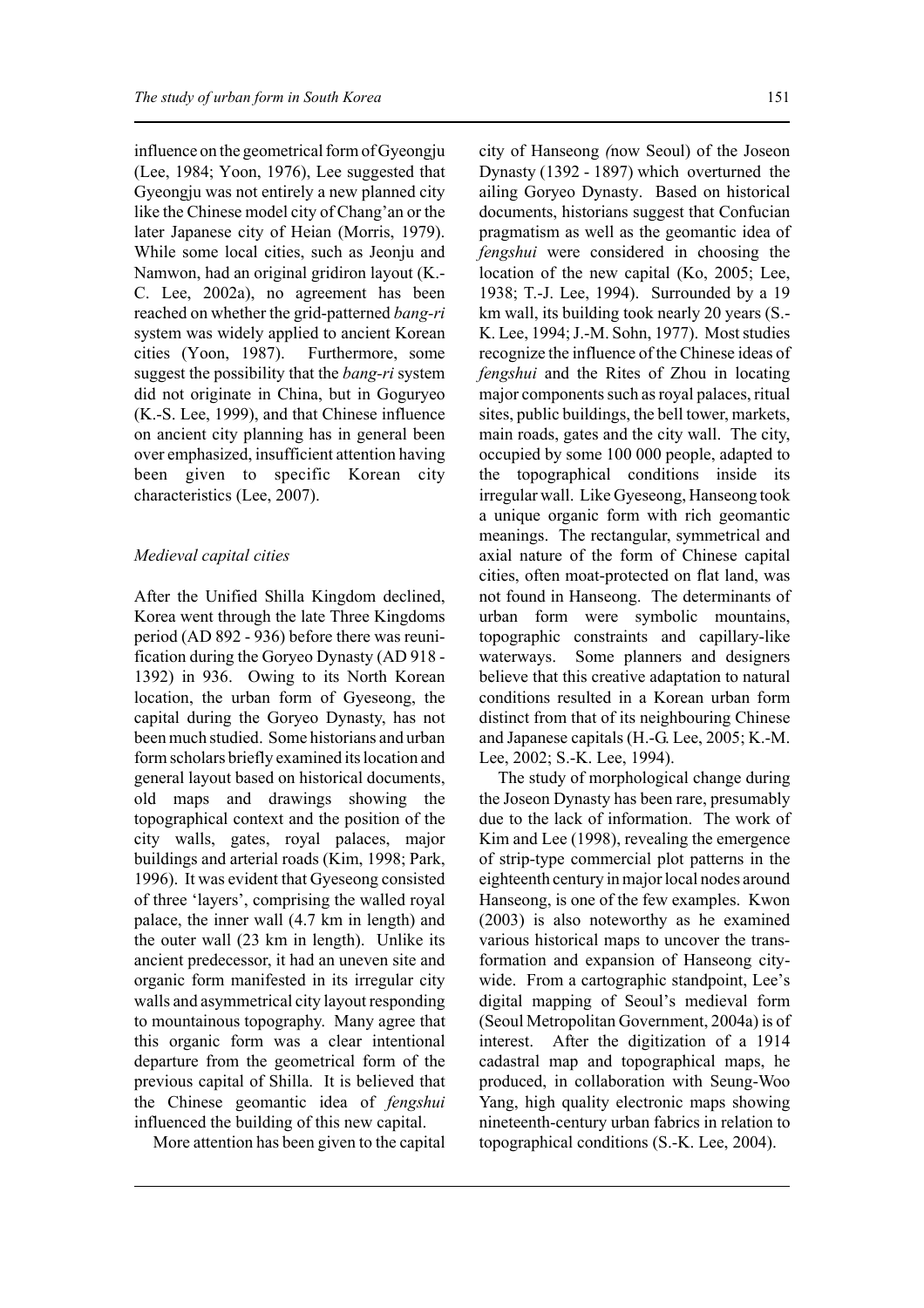influence on the geometrical form of Gyeongju (Lee, 1984; Yoon, 1976), Lee suggested that Gyeongju was not entirely a new planned city like the Chinese model city of Chang'an or the later Japanese city of Heian (Morris, 1979). While some local cities, such as Jeonju and Namwon, had an original gridiron layout (K.-C. Lee, 2002a), no agreement has been reached on whether the grid-patterned *bang-ri* system was widely applied to ancient Korean cities (Yoon, 1987). Furthermore, some suggest the possibility that the *bang-ri* system did not originate in China, but in Goguryeo (K.-S. Lee, 1999), and that Chinese influence on ancient city planning has in general been over emphasized, insufficient attention having been given to specific Korean city characteristics (Lee, 2007).

*Medieval capital cities*

After the Unified Shilla Kingdom declined, Korea went through the late Three Kingdoms period (AD 892 - 936) before there was reunification during the Goryeo Dynasty (AD 918 - 1392) in 936. Owing to its North Korean location, the urban form of Gyeseong, the capital during the Goryeo Dynasty, has not been much studied. Some historians and urban form scholars briefly examined its location and general layout based on historical documents, old maps and drawings showing the topographical context and the position of the city walls, gates, royal palaces, major buildings and arterial roads (Kim, 1998; Park, 1996). It was evident that Gyeseong consisted of three 'layers', comprising the walled royal palace, the inner wall (4.7 km in length) and the outer wall (23 km in length). Unlike its ancient predecessor, it had an uneven site and organic form manifested in its irregular city walls and asymmetrical city layout responding to mountainous topography. Many agree that this organic form was a clear intentional departure from the geometrical form of the previous capital of Shilla. It is believed that the Chinese geomantic idea of *fengshui* influenced the building of this new capital.

More attention has been given to the capital city of Hanseong *(*now Seoul) of the Joseon Dynasty (1392 - 1897) which overturned the ailing Goryeo Dynasty. Based on historical documents, historians suggest that Confucian pragmatism as well as the geomantic idea of *fengshui* were considered in choosing the location of the new capital (Ko, 2005; Lee, 1938; T.-J. Lee, 1994). Surrounded by a 19 km wall, its building took nearly 20 years (S.-K. Lee, 1994; J.-M. Sohn, 1977). Most studies recognize the influence of the Chinese ideas of *fengshui* and the Rites of Zhou in locating major components such as royal palaces, ritual sites, public buildings, the bell tower, markets, main roads, gates and the city wall. The city, occupied by some 100 000 people, adapted to the topographical conditions inside its irregular wall. Like Gyeseong, Hanseong took a unique organic form with rich geomantic meanings. The rectangular, symmetrical and axial nature of the form of Chinese capital cities, often moat-protected on flat land, was not found in Hanseong. The determinants of urban form were symbolic mountains, topographic constraints and capillary-like waterways. Some planners and designers believe that this creative adaptation to natural conditions resulted in a Korean urban form distinct from that of its neighbouring Chinese and Japanese capitals (H.-G. Lee, 2005; K.-M. Lee, 2002; S.-K. Lee, 1994).

The study of morphological change during the Joseon Dynasty has been rare, presumably due to the lack of information. The work of Kim and Lee (1998), revealing the emergence of strip-type commercial plot patterns in the eighteenth century in major local nodes around Hanseong, is one of the few examples. Kwon (2003) is also noteworthy as he examined various historical maps to uncover the transformation and expansion of Hanseong city-wide. From a cartographic standpoint, Lee's digital mapping of Seoul's medieval form (Seoul Metropolitan Government, 2004a) is of interest. After the digitization of a 1914 cadastral map and topographical maps, he produced, in collaboration with Seung-Woo Yang, high quality electronic maps showing nineteenth-century urban fabrics in relation to topographical conditions (S.-K. Lee, 2004).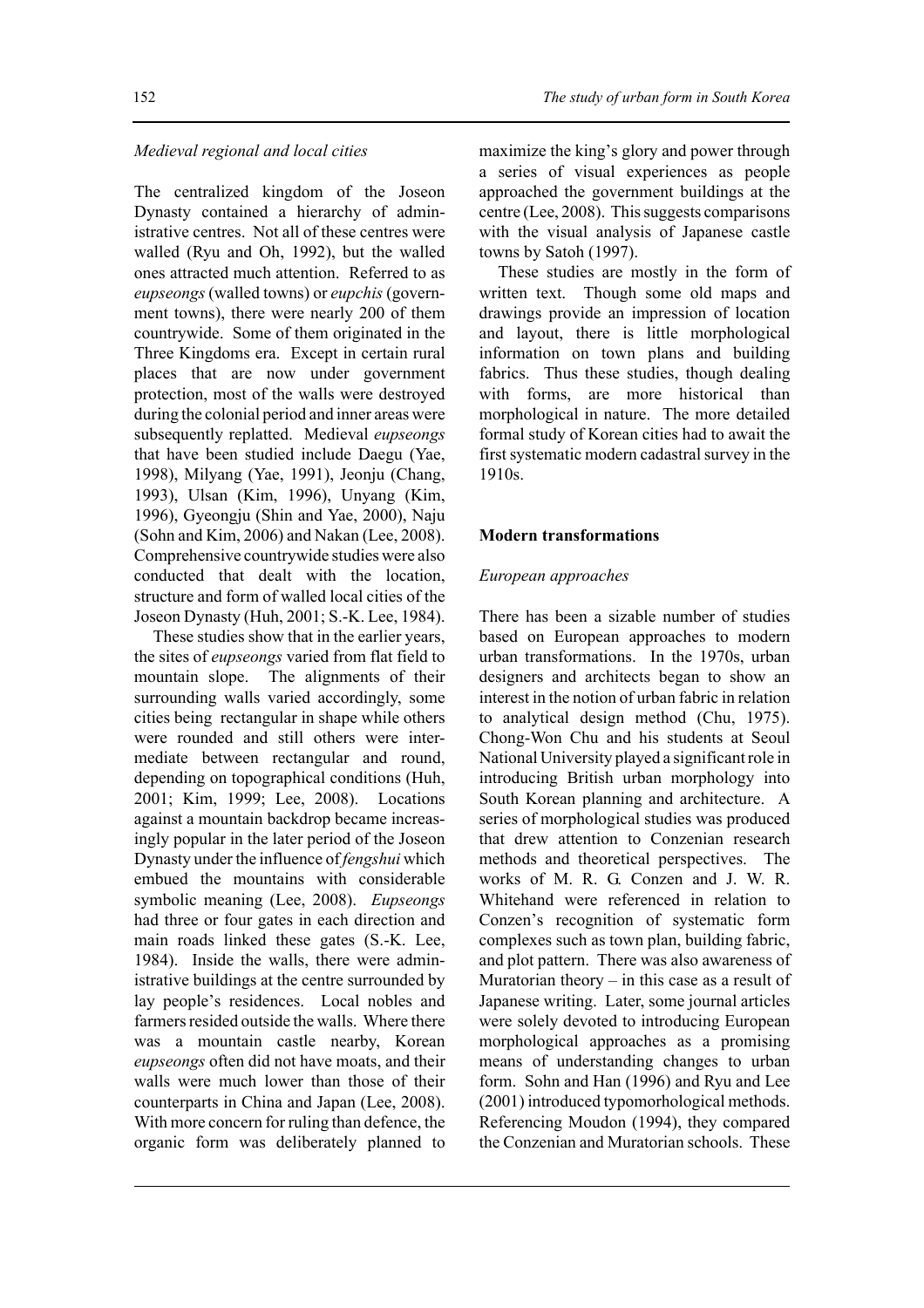*Medieval regional and local cities*

The centralized kingdom of the Joseon Dynasty contained a hierarchy of administrative centres. Not all of these centres were walled (Ryu and Oh, 1992), but the walled ones attracted much attention. Referred to as *eupseongs* (walled towns) or *eupchis* (government towns), there were nearly 200 of them countrywide. Some of them originated in the Three Kingdoms era. Except in certain rural places that are now under government protection, most of the walls were destroyed during the colonial period and inner areas were subsequently replatted. Medieval *eupseongs* that have been studied include Daegu (Yae, 1998), Milyang (Yae, 1991), Jeonju (Chang, 1993), Ulsan (Kim, 1996), Unyang (Kim, 1996), Gyeongju (Shin and Yae, 2000), Naju (Sohn and Kim, 2006) and Nakan (Lee, 2008). Comprehensive countrywide studies were also conducted that dealt with the location, structure and form of walled local cities of the Joseon Dynasty (Huh, 2001; S.-K. Lee, 1984).

These studies show that in the earlier years, the sites of *eupseongs* varied from flat field to mountain slope. The alignments of their surrounding walls varied accordingly, some cities being rectangular in shape while others were rounded and still others were intermediate between rectangular and round, depending on topographical conditions (Huh, 2001; Kim, 1999; Lee, 2008). Locations against a mountain backdrop became increasingly popular in the later period of the Joseon Dynasty under the influence of *fengshui* which embued the mountains with considerable symbolic meaning (Lee, 2008). *Eupseongs* had three or four gates in each direction and main roads linked these gates (S.-K. Lee, 1984). Inside the walls, there were administrative buildings at the centre surrounded by lay people's residences. Local nobles and farmers resided outside the walls. Where there was a mountain castle nearby, Korean *eupseongs* often did not have moats, and their walls were much lower than those of their counterparts in China and Japan (Lee, 2008). With more concern for ruling than defence, the organic form was deliberately planned to maximize the king's glory and power through a series of visual experiences as people approached the government buildings at the centre (Lee, 2008). This suggests comparisons with the visual analysis of Japanese castle towns by Satoh (1997).

These studies are mostly in the form of written text. Though some old maps and drawings provide an impression of location and layout, there is little morphological information on town plans and building fabrics. Thus these studies, though dealing with forms, are more historical than morphological in nature. The more detailed formal study of Korean cities had to await the first systematic modern cadastral survey in the 1910s.

## Modern transformations

*European approaches*

There has been a sizable number of studies based on European approaches to modern urban transformations. In the 1970s, urban designers and architects began to show an interest in the notion of urban fabric in relation to analytical design method (Chu, 1975). Chong-Won Chu and his students at Seoul National University played a significant role in introducing British urban morphology into South Korean planning and architecture. A series of morphological studies was produced that drew attention to Conzenian research methods and theoretical perspectives. The works of M. R. G. Conzen and J. W. R. Whitehand were referenced in relation to Conzen's recognition of systematic form complexes such as town plan, building fabric, and plot pattern. There was also awareness of Muratorian theory – in this case as a result of Japanese writing. Later, some journal articles were solely devoted to introducing European morphological approaches as a promising means of understanding changes to urban form. Sohn and Han (1996) and Ryu and Lee (2001) introduced typomorhological methods. Referencing Moudon (1994), they compared the Conzenian and Muratorian schools. These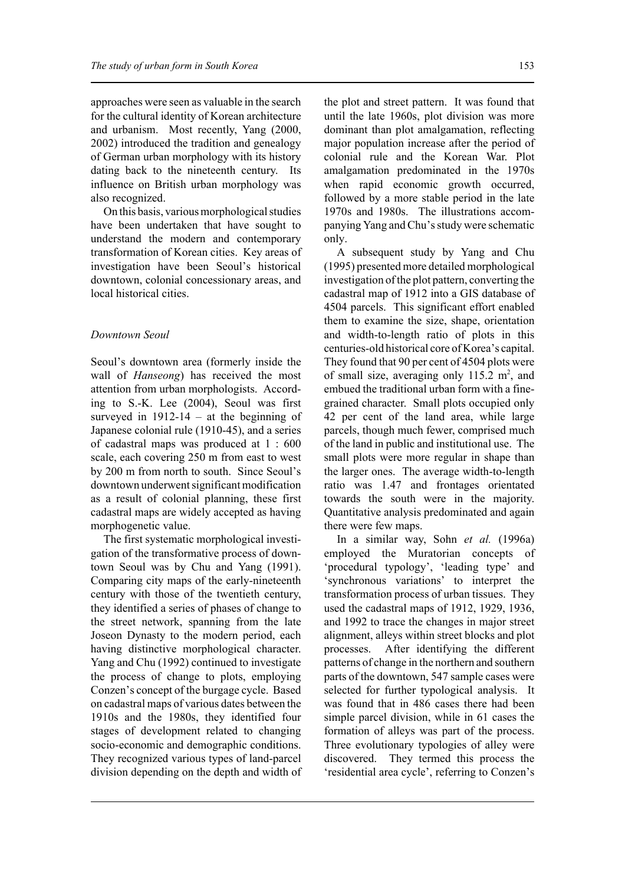approaches were seen as valuable in the search for the cultural identity of Korean architecture and urbanism. Most recently, Yang (2000, 2002) introduced the tradition and genealogy of German urban morphology with its history dating back to the nineteenth century. Its influence on British urban morphology was also recognized.

On this basis, various morphological studies have been undertaken that have sought to understand the modern and contemporary transformation of Korean cities. Key areas of investigation have been Seoul's historical downtown, colonial concessionary areas, and local historical cities.

### *Downtown Seoul*

Seoul's downtown area (formerly inside the wall of *Hanseong*) has received the most attention from urban morphologists. According to S.-K. Lee (2004), Seoul was first surveyed in 1912-14 – at the beginning of Japanese colonial rule (1910-45), and a series of cadastral maps was produced at 1 : 600 scale, each covering 250 m from east to west by 200 m from north to south. Since Seoul's downtown underwent significant modification as a result of colonial planning, these first cadastral maps are widely accepted as having morphogenetic value.

The first systematic morphological investigation of the transformative process of downtown Seoul was by Chu and Yang (1991). Comparing city maps of the early-nineteenth century with those of the twentieth century, they identified a series of phases of change to the street network, spanning from the late Joseon Dynasty to the modern period, each having distinctive morphological character. Yang and Chu (1992) continued to investigate the process of change to plots, employing Conzen's concept of the burgage cycle. Based on cadastral maps of various dates between the 1910s and the 1980s, they identified four stages of development related to changing socio-economic and demographic conditions. They recognized various types of land-parcel division depending on the depth and width of the plot and street pattern. It was found that until the late 1960s, plot division was more dominant than plot amalgamation, reflecting major population increase after the period of colonial rule and the Korean War. Plot amalgamation predominated in the 1970s when rapid economic growth occurred, followed by a more stable period in the late 1970s and 1980s. The illustrations accompanying Yang and Chu's study were schematic only.

A subsequent study by Yang and Chu (1995) presented more detailed morphological investigation of the plot pattern, converting the cadastral map of 1912 into a GIS database of 4504 parcels. This significant effort enabled them to examine the size, shape, orientation and width-to-length ratio of plots in this centuries-old historical core of Korea's capital. They found that 90 per cent of 4504 plots were of small size, averaging only 115.2 m$^2$, and embued the traditional urban form with a fine-grained character. Small plots occupied only 42 per cent of the land area, while large parcels, though much fewer, comprised much of the land in public and institutional use. The small plots were more regular in shape than the larger ones. The average width-to-length ratio was 1.47 and frontages orientated towards the south were in the majority. Quantitative analysis predominated and again there were few maps.

In a similar way, Sohn *et al.* (1996a) employed the Muratorian concepts of 'procedural typology', 'leading type' and 'synchronous variations' to interpret the transformation process of urban tissues. They used the cadastral maps of 1912, 1929, 1936, and 1992 to trace the changes in major street alignment, alleys within street blocks and plot processes. After identifying the different patterns of change in the northern and southern parts of the downtown, 547 sample cases were selected for further typological analysis. It was found that in 486 cases there had been simple parcel division, while in 61 cases the formation of alleys was part of the process. Three evolutionary typologies of alley were discovered. They termed this process the 'residential area cycle', referring to Conzen's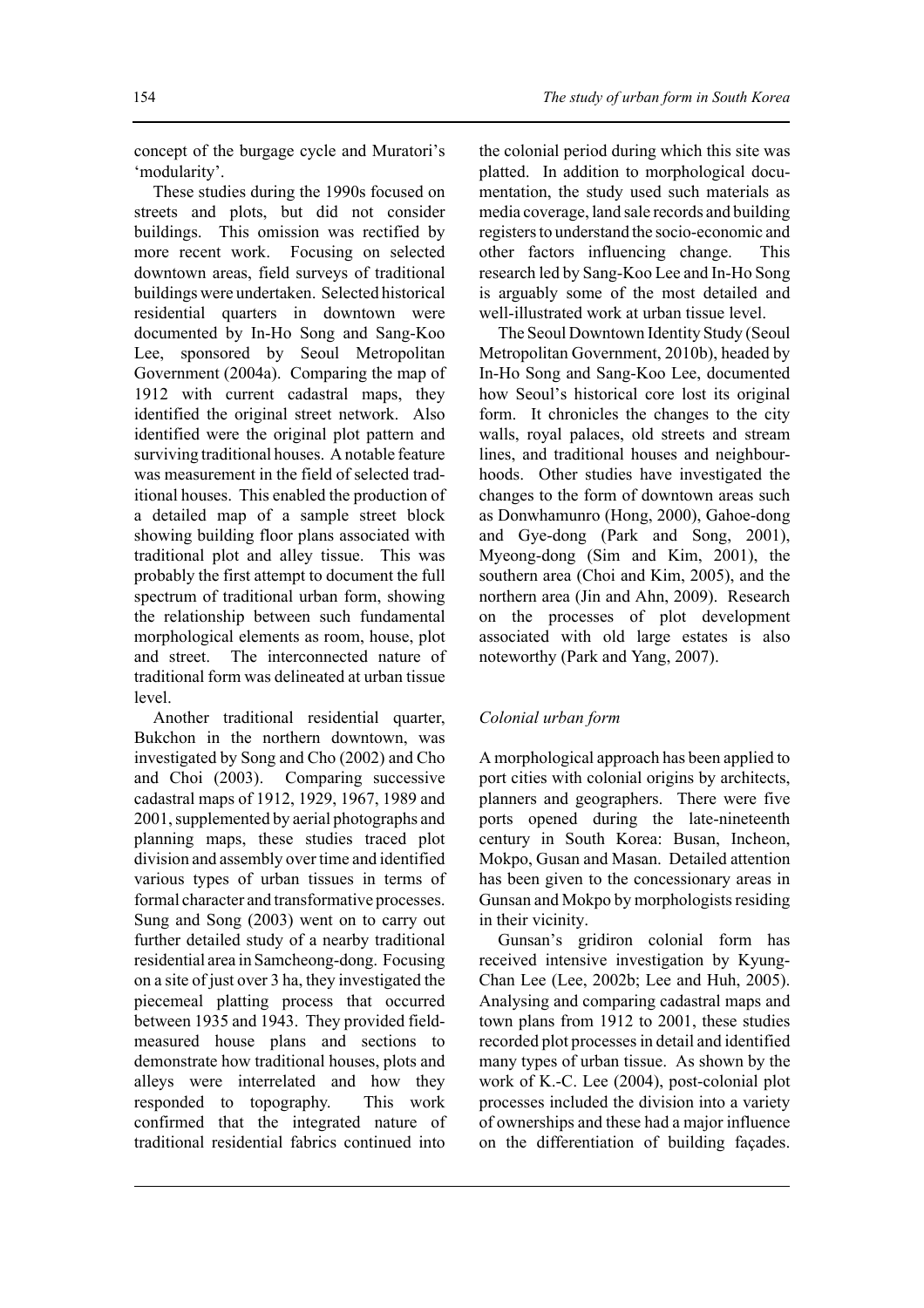concept of the burgage cycle and Muratori's 'modularity'.

These studies during the 1990s focused on streets and plots, but did not consider buildings. This omission was rectified by more recent work. Focusing on selected downtown areas, field surveys of traditional buildings were undertaken. Selected historical residential quarters in downtown were documented by In-Ho Song and Sang-Koo Lee, sponsored by Seoul Metropolitan Government (2004a). Comparing the map of 1912 with current cadastral maps, they identified the original street network. Also identified were the original plot pattern and surviving traditional houses. A notable feature was measurement in the field of selected traditional houses. This enabled the production of a detailed map of a sample street block showing building floor plans associated with traditional plot and alley tissue. This was probably the first attempt to document the full spectrum of traditional urban form, showing the relationship between such fundamental morphological elements as room, house, plot and street. The interconnected nature of traditional form was delineated at urban tissue level.

Another traditional residential quarter, Bukchon in the northern downtown, was investigated by Song and Cho (2002) and Cho and Choi (2003). Comparing successive cadastral maps of 1912, 1929, 1967, 1989 and 2001, supplemented by aerial photographs and planning maps, these studies traced plot division and assembly over time and identified various types of urban tissues in terms of formal character and transformative processes. Sung and Song (2003) went on to carry out further detailed study of a nearby traditional residential area in Samcheong-dong. Focusing on a site of just over 3 ha, they investigated the piecemeal platting process that occurred between 1935 and 1943. They provided field-measured house plans and sections to demonstrate how traditional houses, plots and alleys were interrelated and how they responded to topography. This work confirmed that the integrated nature of traditional residential fabrics continued into the colonial period during which this site was platted. In addition to morphological documentation, the study used such materials as media coverage, land sale records and building registers to understand the socio-economic and other factors influencing change. This research led by Sang-Koo Lee and In-Ho Song is arguably some of the most detailed and well-illustrated work at urban tissue level.

The Seoul Downtown Identity Study (Seoul Metropolitan Government, 2010b), headed by In-Ho Song and Sang-Koo Lee, documented how Seoul's historical core lost its original form. It chronicles the changes to the city walls, royal palaces, old streets and stream lines, and traditional houses and neighbourhoods. Other studies have investigated the changes to the form of downtown areas such as Donwhamunro (Hong, 2000), Gahoe-dong and Gye-dong (Park and Song, 2001), Myeong-dong (Sim and Kim, 2001), the southern area (Choi and Kim, 2005), and the northern area (Jin and Ahn, 2009). Research on the processes of plot development associated with old large estates is also noteworthy (Park and Yang, 2007).

### *Colonial urban form*

A morphological approach has been applied to port cities with colonial origins by architects, planners and geographers. There were five ports opened during the late-nineteenth century in South Korea: Busan, Incheon, Mokpo, Gusan and Masan. Detailed attention has been given to the concessionary areas in Gunsan and Mokpo by morphologists residing in their vicinity.

Gunsan's gridiron colonial form has received intensive investigation by Kyung-Chan Lee (Lee, 2002b; Lee and Huh, 2005). Analysing and comparing cadastral maps and town plans from 1912 to 2001, these studies recorded plot processes in detail and identified many types of urban tissue. As shown by the work of K.-C. Lee (2004), post-colonial plot processes included the division into a variety of ownerships and these had a major influence on the differentiation of building façades.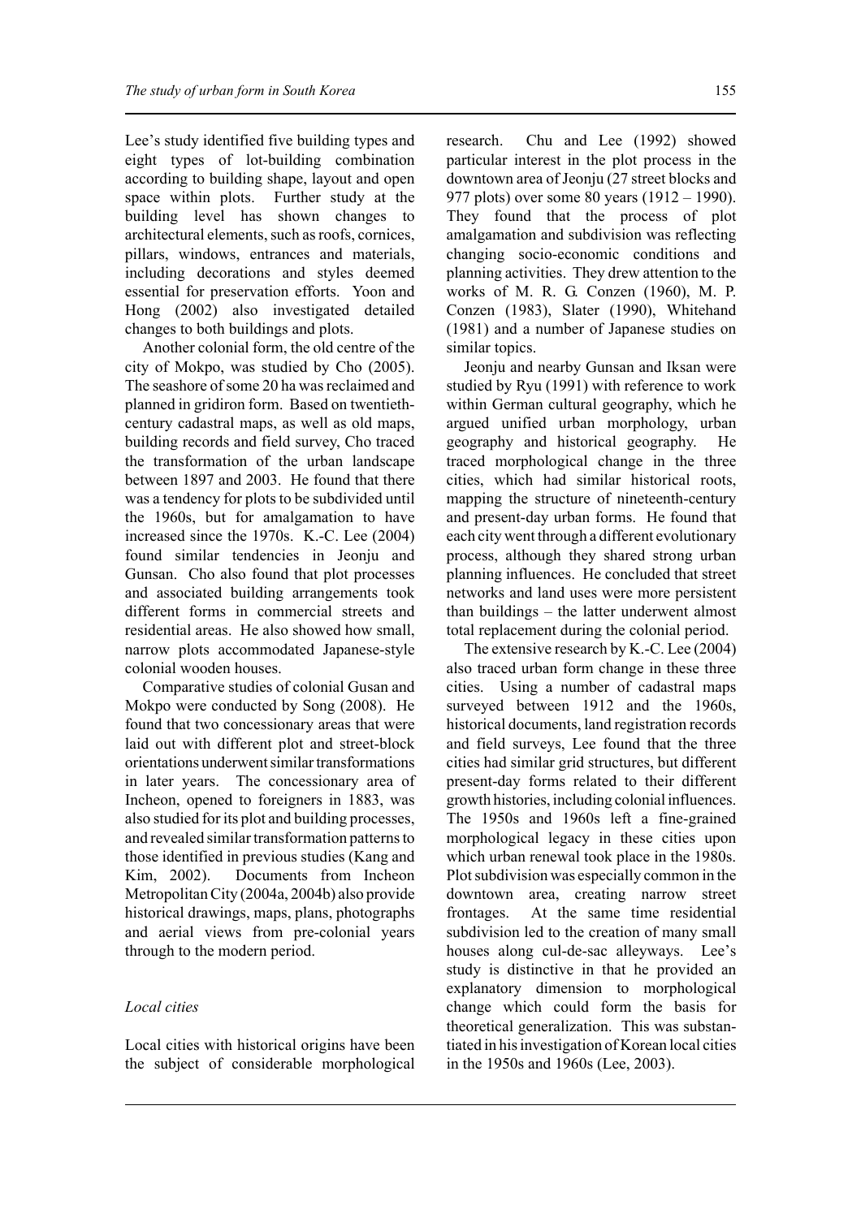Lee's study identified five building types and eight types of lot-building combination according to building shape, layout and open space within plots. Further study at the building level has shown changes to architectural elements, such as roofs, cornices, pillars, windows, entrances and materials, including decorations and styles deemed essential for preservation efforts. Yoon and Hong (2002) also investigated detailed changes to both buildings and plots.

Another colonial form, the old centre of the city of Mokpo, was studied by Cho (2005). The seashore of some 20 ha was reclaimed and planned in gridiron form. Based on twentieth-century cadastral maps, as well as old maps, building records and field survey, Cho traced the transformation of the urban landscape between 1897 and 2003. He found that there was a tendency for plots to be subdivided until the 1960s, but for amalgamation to have increased since the 1970s. K.-C. Lee (2004) found similar tendencies in Jeonju and Gunsan. Cho also found that plot processes and associated building arrangements took different forms in commercial streets and residential areas. He also showed how small, narrow plots accommodated Japanese-style colonial wooden houses.

Comparative studies of colonial Gusan and Mokpo were conducted by Song (2008). He found that two concessionary areas that were laid out with different plot and street-block orientations underwent similar transformations in later years. The concessionary area of Incheon, opened to foreigners in 1883, was also studied for its plot and building processes, and revealed similar transformation patterns to those identified in previous studies (Kang and Kim, 2002). Documents from Incheon Metropolitan City (2004a, 2004b) also provide historical drawings, maps, plans, photographs and aerial views from pre-colonial years through to the modern period.

*Local cities*

Local cities with historical origins have been the subject of considerable morphological research. Chu and Lee (1992) showed particular interest in the plot process in the downtown area of Jeonju (27 street blocks and 977 plots) over some 80 years (1912 – 1990). They found that the process of plot amalgamation and subdivision was reflecting changing socio-economic conditions and planning activities. They drew attention to the works of M. R. G. Conzen (1960), M. P. Conzen (1983), Slater (1990), Whitehand (1981) and a number of Japanese studies on similar topics.

Jeonju and nearby Gunsan and Iksan were studied by Ryu (1991) with reference to work within German cultural geography, which he argued unified urban morphology, urban geography and historical geography. He traced morphological change in the three cities, which had similar historical roots, mapping the structure of nineteenth-century and present-day urban forms. He found that each city went through a different evolutionary process, although they shared strong urban planning influences. He concluded that street networks and land uses were more persistent than buildings – the latter underwent almost total replacement during the colonial period.

The extensive research by K.-C. Lee (2004) also traced urban form change in these three cities. Using a number of cadastral maps surveyed between 1912 and the 1960s, historical documents, land registration records and field surveys, Lee found that the three cities had similar grid structures, but different present-day forms related to their different growth histories, including colonial influences. The 1950s and 1960s left a fine-grained morphological legacy in these cities upon which urban renewal took place in the 1980s. Plot subdivision was especially common in the downtown area, creating narrow street frontages. At the same time residential subdivision led to the creation of many small houses along cul-de-sac alleyways. Lee's study is distinctive in that he provided an explanatory dimension to morphological change which could form the basis for theoretical generalization. This was substantiated in his investigation of Korean local cities in the 1950s and 1960s (Lee, 2003).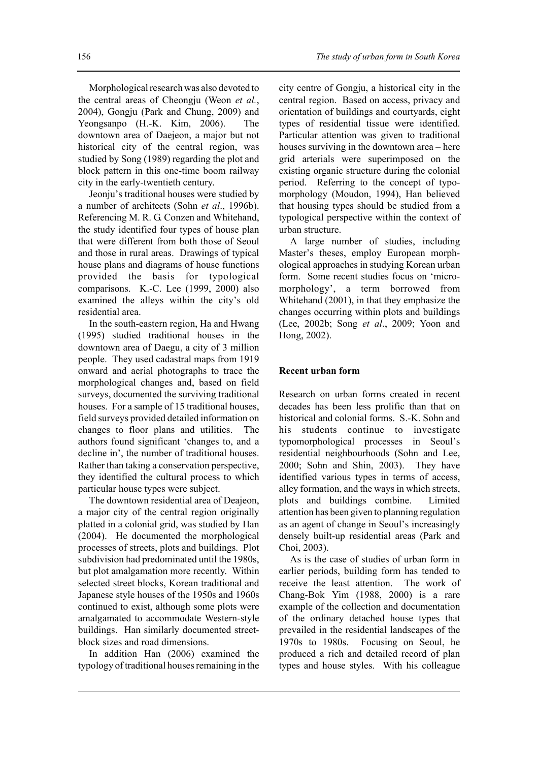Morphological research was also devoted to the central areas of Cheongju (Weon *et al.*, 2004), Gongju (Park and Chung, 2009) and Yeongsanpo (H.-K. Kim, 2006). The downtown area of Daejeon, a major but not historical city of the central region, was studied by Song (1989) regarding the plot and block pattern in this one-time boom railway city in the early-twentieth century.

Jeonju's traditional houses were studied by a number of architects (Sohn *et al*., 1996b). Referencing M. R. G. Conzen and Whitehand, the study identified four types of house plan that were different from both those of Seoul and those in rural areas. Drawings of typical house plans and diagrams of house functions provided the basis for typological comparisons. K.-C. Lee (1999, 2000) also examined the alleys within the city's old residential area.

In the south-eastern region, Ha and Hwang (1995) studied traditional houses in the downtown area of Daegu, a city of 3 million people. They used cadastral maps from 1919 onward and aerial photographs to trace the morphological changes and, based on field surveys, documented the surviving traditional houses. For a sample of 15 traditional houses, field surveys provided detailed information on changes to floor plans and utilities. The authors found significant 'changes to, and a decline in', the number of traditional houses. Rather than taking a conservation perspective, they identified the cultural process to which particular house types were subject.

The downtown residential area of Deajeon, a major city of the central region originally platted in a colonial grid, was studied by Han (2004). He documented the morphological processes of streets, plots and buildings. Plot subdivision had predominated until the 1980s, but plot amalgamation more recently. Within selected street blocks, Korean traditional and Japanese style houses of the 1950s and 1960s continued to exist, although some plots were amalgamated to accommodate Western-style buildings. Han similarly documented street-block sizes and road dimensions.

In addition Han (2006) examined the typology of traditional houses remaining in the city centre of Gongju, a historical city in the central region. Based on access, privacy and orientation of buildings and courtyards, eight types of residential tissue were identified. Particular attention was given to traditional houses surviving in the downtown area – here grid arterials were superimposed on the existing organic structure during the colonial period. Referring to the concept of typomorphology (Moudon, 1994), Han believed that housing types should be studied from a typological perspective within the context of urban structure.

A large number of studies, including Master's theses, employ European morphological approaches in studying Korean urban form. Some recent studies focus on 'micromorphology', a term borrowed from Whitehand (2001), in that they emphasize the changes occurring within plots and buildings (Lee, 2002b; Song *et al*., 2009; Yoon and Hong, 2002).

## Recent urban form

Research on urban forms created in recent decades has been less prolific than that on historical and colonial forms. S.-K. Sohn and his students continue to investigate typomorphological processes in Seoul's residential neighbourhoods (Sohn and Lee, 2000; Sohn and Shin, 2003). They have identified various types in terms of access, alley formation, and the ways in which streets, plots and buildings combine. Limited attention has been given to planning regulation as an agent of change in Seoul's increasingly densely built-up residential areas (Park and Choi, 2003).

As is the case of studies of urban form in earlier periods, building form has tended to receive the least attention. The work of Chang-Bok Yim (1988, 2000) is a rare example of the collection and documentation of the ordinary detached house types that prevailed in the residential landscapes of the 1970s to 1980s. Focusing on Seoul, he produced a rich and detailed record of plan types and house styles. With his colleague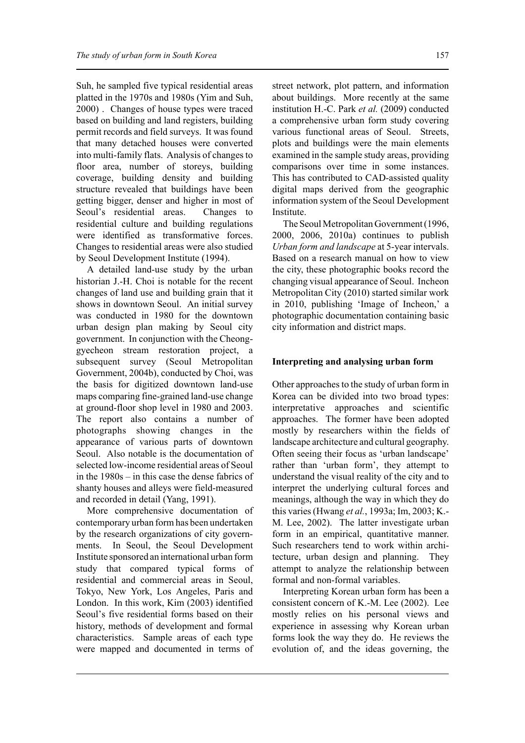Suh, he sampled five typical residential areas platted in the 1970s and 1980s (Yim and Suh, 2000) . Changes of house types were traced based on building and land registers, building permit records and field surveys. It was found that many detached houses were converted into multi-family flats. Analysis of changes to floor area, number of storeys, building coverage, building density and building structure revealed that buildings have been getting bigger, denser and higher in most of Seoul's residential areas. Changes to residential culture and building regulations were identified as transformative forces. Changes to residential areas were also studied by Seoul Development Institute (1994).

A detailed land-use study by the urban historian J.-H. Choi is notable for the recent changes of land use and building grain that it shows in downtown Seoul. An initial survey was conducted in 1980 for the downtown urban design plan making by Seoul city government. In conjunction with the Cheong-gyecheon stream restoration project, a subsequent survey (Seoul Metropolitan Government, 2004b), conducted by Choi, was the basis for digitized downtown land-use maps comparing fine-grained land-use change at ground-floor shop level in 1980 and 2003. The report also contains a number of photographs showing changes in the appearance of various parts of downtown Seoul. Also notable is the documentation of selected low-income residential areas of Seoul in the 1980s – in this case the dense fabrics of shanty houses and alleys were field-measured and recorded in detail (Yang, 1991).

More comprehensive documentation of contemporary urban form has been undertaken by the research organizations of city governments. In Seoul, the Seoul Development Institute sponsored an international urban form study that compared typical forms of residential and commercial areas in Seoul, Tokyo, New York, Los Angeles, Paris and London. In this work, Kim (2003) identified Seoul's five residential forms based on their history, methods of development and formal characteristics. Sample areas of each type were mapped and documented in terms of street network, plot pattern, and information about buildings. More recently at the same institution H.-C. Park *et al.* (2009) conducted a comprehensive urban form study covering various functional areas of Seoul. Streets, plots and buildings were the main elements examined in the sample study areas, providing comparisons over time in some instances. This has contributed to CAD-assisted quality digital maps derived from the geographic information system of the Seoul Development Institute.

The Seoul Metropolitan Government (1996, 2000, 2006, 2010a) continues to publish *Urban form and landscape* at 5-year intervals. Based on a research manual on how to view the city, these photographic books record the changing visual appearance of Seoul. Incheon Metropolitan City (2010) started similar work in 2010, publishing 'Image of Incheon,' a photographic documentation containing basic city information and district maps.

## Interpreting and analysing urban form

Other approaches to the study of urban form in Korea can be divided into two broad types: interpretative approaches and scientific approaches. The former have been adopted mostly by researchers within the fields of landscape architecture and cultural geography. Often seeing their focus as 'urban landscape' rather than 'urban form', they attempt to understand the visual reality of the city and to interpret the underlying cultural forces and meanings, although the way in which they do this varies (Hwang *et al.*, 1993a; Im, 2003; K.-M. Lee, 2002). The latter investigate urban form in an empirical, quantitative manner. Such researchers tend to work within architecture, urban design and planning. They attempt to analyze the relationship between formal and non-formal variables.

Interpreting Korean urban form has been a consistent concern of K.-M. Lee (2002). Lee mostly relies on his personal views and experience in assessing why Korean urban forms look the way they do. He reviews the evolution of, and the ideas governing, the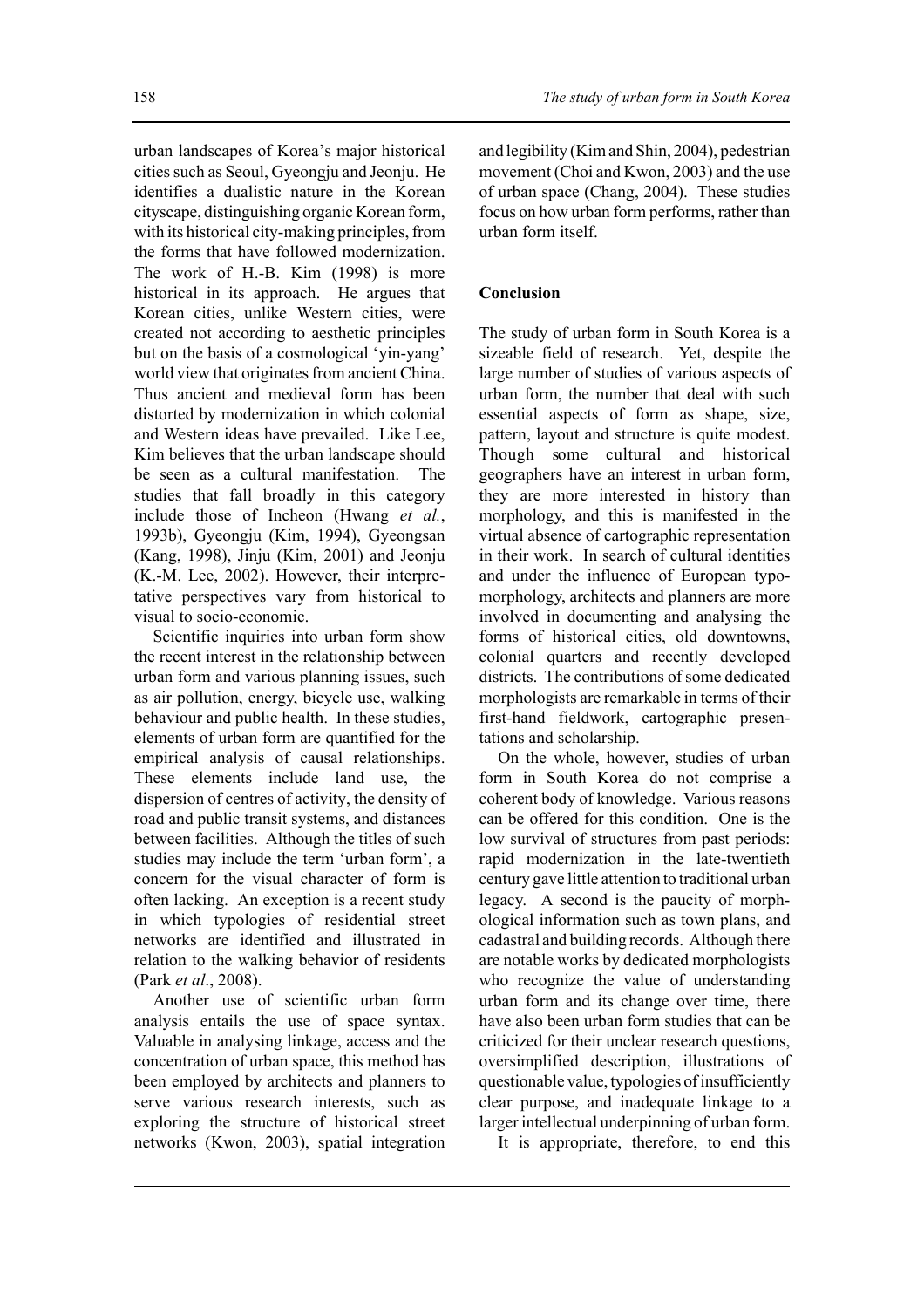urban landscapes of Korea's major historical cities such as Seoul, Gyeongju and Jeonju. He identifies a dualistic nature in the Korean cityscape, distinguishing organic Korean form, with its historical city-making principles, from the forms that have followed modernization. The work of H.-B. Kim (1998) is more historical in its approach. He argues that Korean cities, unlike Western cities, were created not according to aesthetic principles but on the basis of a cosmological 'yin-yang' world view that originates from ancient China. Thus ancient and medieval form has been distorted by modernization in which colonial and Western ideas have prevailed. Like Lee, Kim believes that the urban landscape should be seen as a cultural manifestation. The studies that fall broadly in this category include those of Incheon (Hwang *et al.*, 1993b), Gyeongju (Kim, 1994), Gyeongsan (Kang, 1998), Jinju (Kim, 2001) and Jeonju (K.-M. Lee, 2002). However, their interpretative perspectives vary from historical to visual to socio-economic.

Scientific inquiries into urban form show the recent interest in the relationship between urban form and various planning issues, such as air pollution, energy, bicycle use, walking behaviour and public health. In these studies, elements of urban form are quantified for the empirical analysis of causal relationships. These elements include land use, the dispersion of centres of activity, the density of road and public transit systems, and distances between facilities. Although the titles of such studies may include the term 'urban form', a concern for the visual character of form is often lacking. An exception is a recent study in which typologies of residential street networks are identified and illustrated in relation to the walking behavior of residents (Park *et al*., 2008).

Another use of scientific urban form analysis entails the use of space syntax. Valuable in analysing linkage, access and the concentration of urban space, this method has been employed by architects and planners to serve various research interests, such as exploring the structure of historical street networks (Kwon, 2003), spatial integration and legibility (Kim and Shin, 2004), pedestrian movement (Choi and Kwon, 2003) and the use of urban space (Chang, 2004). These studies focus on how urban form performs, rather than urban form itself.

## Conclusion

The study of urban form in South Korea is a sizeable field of research. Yet, despite the large number of studies of various aspects of urban form, the number that deal with such essential aspects of form as shape, size, pattern, layout and structure is quite modest. Though some cultural and historical geographers have an interest in urban form, they are more interested in history than morphology, and this is manifested in the virtual absence of cartographic representation in their work. In search of cultural identities and under the influence of European typo-morphology, architects and planners are more involved in documenting and analysing the forms of historical cities, old downtowns, colonial quarters and recently developed districts. The contributions of some dedicated morphologists are remarkable in terms of their first-hand fieldwork, cartographic presentations and scholarship.

On the whole, however, studies of urban form in South Korea do not comprise a coherent body of knowledge. Various reasons can be offered for this condition. One is the low survival of structures from past periods: rapid modernization in the late-twentieth century gave little attention to traditional urban legacy. A second is the paucity of morphological information such as town plans, and cadastral and building records. Although there are notable works by dedicated morphologists who recognize the value of understanding urban form and its change over time, there have also been urban form studies that can be criticized for their unclear research questions, oversimplified description, illustrations of questionable value, typologies of insufficiently clear purpose, and inadequate linkage to a larger intellectual underpinning of urban form.

It is appropriate, therefore, to end this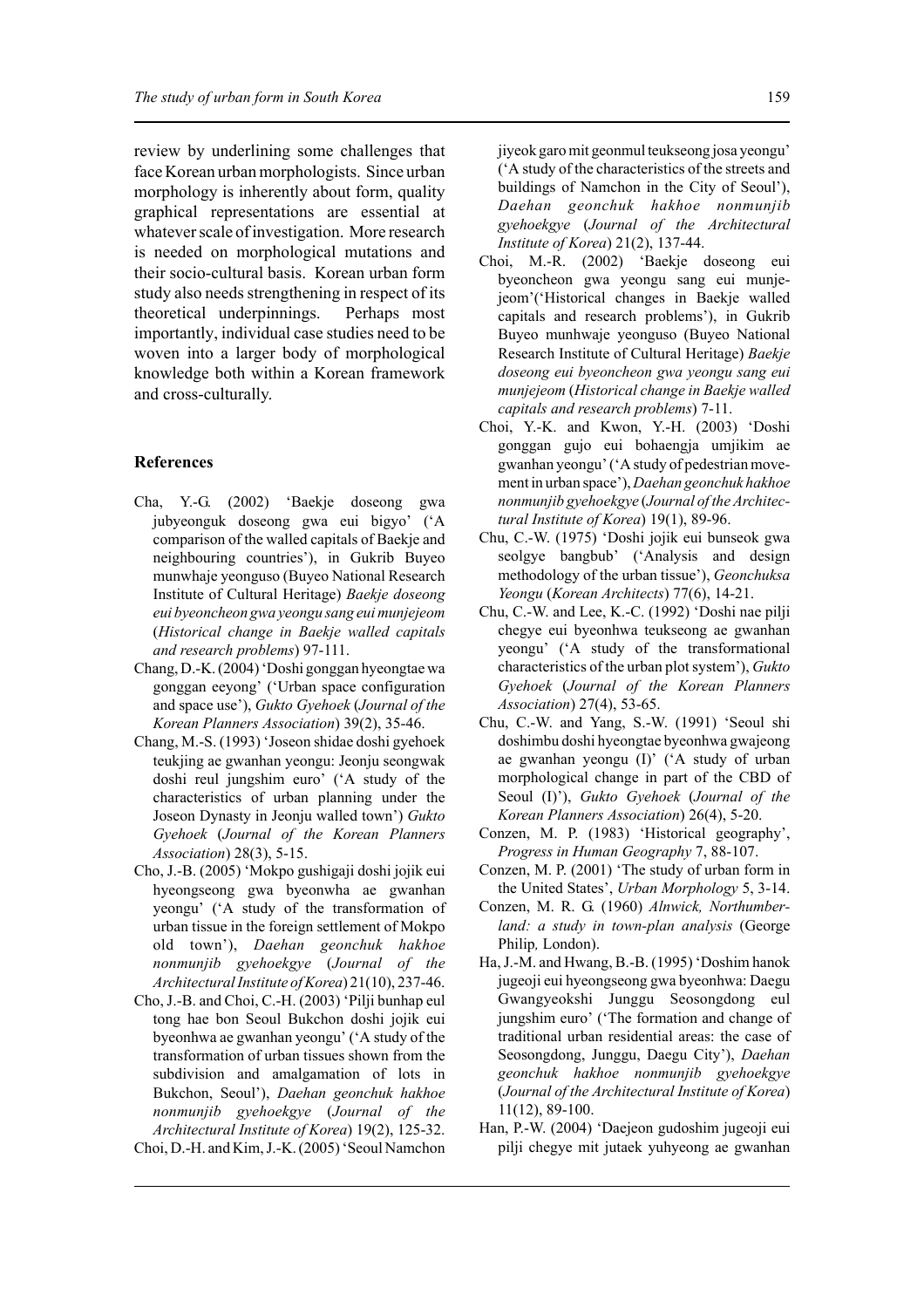review by underlining some challenges that face Korean urban morphologists. Since urban morphology is inherently about form, quality graphical representations are essential at whatever scale of investigation. More research is needed on morphological mutations and their socio-cultural basis. Korean urban form study also needs strengthening in respect of its theoretical underpinnings. Perhaps most importantly, individual case studies need to be woven into a larger body of morphological knowledge both within a Korean framework and cross-culturally.

## References

Cha, Y.-G. (2002) 'Baekje doseong gwa jubyeonguk doseong gwa eui bigyo' ('A comparison of the walled capitals of Baekje and neighbouring countries'), in Gukrib Buyeo munwhaje yeonguso (Buyeo National Research Institute of Cultural Heritage) *Baekje doseong eui byeoncheon gwa yeongu sang eui munjejeom* (*Historical change in Baekje walled capitals and research problems*) 97-111.

Chang, D.-K. (2004) 'Doshi gonggan hyeongtae wa gonggan eeyong' ('Urban space configuration and space use'), *Gukto Gyehoek* (*Journal of the Korean Planners Association*) 39(2), 35-46.

Chang, M.-S. (1993) 'Joseon shidae doshi gyehoek teukjing ae gwanhan yeongu: Jeonju seongwak doshi reul jungshim euro' ('A study of the characteristics of urban planning under the Joseon Dynasty in Jeonju walled town') *Gukto Gyehoek* (*Journal of the Korean Planners Association*) 28(3), 5-15.

Cho, J.-B. (2005) 'Mokpo gushigaji doshi jojik eui hyeongseong gwa byeonwha ae gwanhan yeongu' ('A study of the transformation of urban tissue in the foreign settlement of Mokpo old town'), *Daehan geonchuk hakhoe nonmunjib gyehoekgye* (*Journal of the Architectural Institute of Korea*) 21(10), 237-46.

Cho, J.-B. and Choi, C.-H. (2003) 'Pilji bunhap eul tong hae bon Seoul Bukchon doshi jojik eui byeonhwa ae gwanhan yeongu' ('A study of the transformation of urban tissues shown from the subdivision and amalgamation of lots in Bukchon, Seoul'), *Daehan geonchuk hakhoe nonmunjib gyehoekgye* (*Journal of the Architectural Institute of Korea*) 19(2), 125-32.

Choi, D.-H. and Kim, J.-K. (2005) 'Seoul Namchon jiyeok garo mit geonmul teukseong josa yeongu' ('A study of the characteristics of the streets and buildings of Namchon in the City of Seoul'), *Daehan geonchuk hakhoe nonmunjib gyehoekgye* (*Journal of the Architectural Institute of Korea*) 21(2), 137-44.

Choi, M.-R. (2002) 'Baekje doseong eui byeoncheon gwa yeongu sang eui munjejeom'('Historical changes in Baekje walled capitals and research problems'), in Gukrib Buyeo munhwaje yeonguso (Buyeo National Research Institute of Cultural Heritage) *Baekje doseong eui byeoncheon gwa yeongu sang eui munjejeom* (*Historical change in Baekje walled capitals and research problems*) 7-11.

Choi, Y.-K. and Kwon, Y.-H. (2003) 'Doshi gonggan gujo eui bohaengja umjikim ae gwanhan yeongu' ('A study of pedestrian movement in urban space'), *Daehan geonchuk hakhoe nonmunjib gyehoekgye* (*Journal of the Architectural Institute of Korea*) 19(1), 89-96.

Chu, C.-W. (1975) 'Doshi jojik eui bunseok gwa seolgye bangbub' ('Analysis and design methodology of the urban tissue'), *Geonchuksa Yeongu* (*Korean Architects*) 77(6), 14-21.

Chu, C.-W. and Lee, K.-C. (1992) 'Doshi nae pilji chegye eui byeonhwa teukseong ae gwanhan yeongu' ('A study of the transformational characteristics of the urban plot system'), *Gukto Gyehoek* (*Journal of the Korean Planners Association*) 27(4), 53-65.

Chu, C.-W. and Yang, S.-W. (1991) 'Seoul shi doshimbu doshi hyeongtae byeonhwa gwajeong ae gwanhan yeongu (I)' ('A study of urban morphological change in part of the CBD of Seoul (I)'), *Gukto Gyehoek* (*Journal of the Korean Planners Association*) 26(4), 5-20.

Conzen, M. P. (1983) 'Historical geography', *Progress in Human Geography* 7, 88-107.

Conzen, M. P. (2001) 'The study of urban form in the United States', *Urban Morphology* 5, 3-14.

Conzen, M. R. G. (1960) *Alnwick, Northumberland: a study in town-plan analysis* (George Philip, London).

Ha, J.-M. and Hwang, B.-B. (1995) 'Doshim hanok jugeoji eui hyeongseong gwa byeonhwa: Daegu Gwangyeokshi Junggu Seosongdong eul jungshim euro' ('The formation and change of traditional urban residential areas: the case of Seosongdong, Junggu, Daegu City'), *Daehan geonchuk hakhoe nonmunjib gyehoekgye* (*Journal of the Architectural Institute of Korea*) 11(12), 89-100.

Han, P.-W. (2004) 'Daejeon gudoshim jugeoji eui pilji chegye mit jutaek yuhyeong ae gwanhan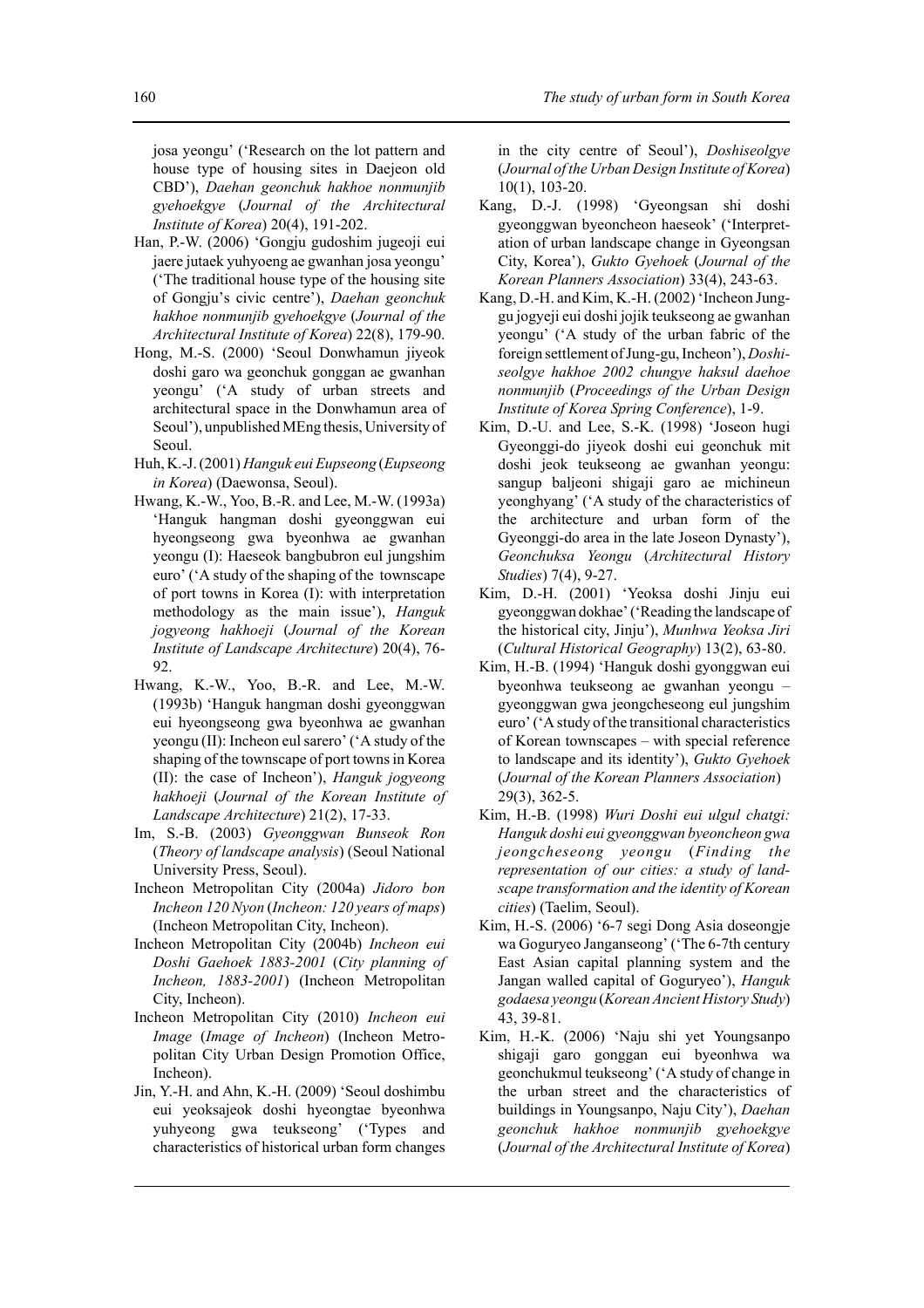josa yeongu' ('Research on the lot pattern and house type of housing sites in Daejeon old CBD'), *Daehan geonchuk hakhoe nonmunjib gyehoekgye* (*Journal of the Architectural Institute of Korea*) 20(4), 191-202.

Han, P.-W. (2006) 'Gongju gudoshim jugeoji eui jaere jutaek yuhyoeng ae gwanhan josa yeongu' ('The traditional house type of the housing site of Gongju's civic centre'), *Daehan geonchuk hakhoe nonmunjib gyehoekgye* (*Journal of the Architectural Institute of Korea*) 22(8), 179-90.

Hong, M.-S. (2000) 'Seoul Donwhamun jiyeok doshi garo wa geonchuk gonggan ae gwanhan yeongu' ('A study of urban streets and architectural space in the Donwhamun area of Seoul'), unpublished MEng thesis, University of Seoul.

Huh, K.-J. (2001) *Hanguk eui Eupseong* (*Eupseong in Korea*) (Daewonsa, Seoul).

Hwang, K.-W., Yoo, B.-R. and Lee, M.-W. (1993a) 'Hanguk hangman doshi gyeonggwan eui hyeongseong gwa byeonhwa ae gwanhan yeongu (I): Haeseok bangbubron eul jungshim euro' ('A study of the shaping of the townscape of port towns in Korea (I): with interpretation methodology as the main issue'), *Hanguk jogyeong hakhoeji* (*Journal of the Korean Institute of Landscape Architecture*) 20(4), 76-92.

Hwang, K.-W., Yoo, B.-R. and Lee, M.-W. (1993b) 'Hanguk hangman doshi gyeonggwan eui hyeongseong gwa byeonhwa ae gwanhan yeongu (II): Incheon eul sarero' ('A study of the shaping of the townscape of port towns in Korea (II): the case of Incheon'), *Hanguk jogyeong hakhoeji* (*Journal of the Korean Institute of Landscape Architecture*) 21(2), 17-33.

Im, S.-B. (2003) *Gyeonggwan Bunseok Ron* (*Theory of landscape analysis*) (Seoul National University Press, Seoul).

Incheon Metropolitan City (2004a) *Jidoro bon Incheon 120 Nyon* (*Incheon: 120 years of maps*) (Incheon Metropolitan City, Incheon).

Incheon Metropolitan City (2004b) *Incheon eui Doshi Gaehoek 1883-2001* (*City planning of Incheon, 1883-2001*) (Incheon Metropolitan City, Incheon).

Incheon Metropolitan City (2010) *Incheon eui Image* (*Image of Incheon*) (Incheon Metropolitan City Urban Design Promotion Office, Incheon).

Jin, Y.-H. and Ahn, K.-H. (2009) 'Seoul doshimbu eui yeoksajeok doshi hyeongtae byeonhwa yuhyeong gwa teukseong' ('Types and characteristics of historical urban form changes in the city centre of Seoul'), *Doshiseolgye* (*Journal of the Urban Design Institute of Korea*) 10(1), 103-20.

Kang, D.-J. (1998) 'Gyeongsan shi doshi gyeonggwan byeoncheon haeseok' ('Interpretation of urban landscape change in Gyeongsan City, Korea'), *Gukto Gyehoek* (*Journal of the Korean Planners Association*) 33(4), 243-63.

Kang, D.-H. and Kim, K.-H. (2002) 'Incheon Junggu jogyeji eui doshi jojik teukseong ae gwanhan yeongu' ('A study of the urban fabric of the foreign settlement of Jung-gu, Incheon'), *Doshiseolgye hakhoe 2002 chungye haksul daehoe nonmunjib* (*Proceedings of the Urban Design Institute of Korea Spring Conference*), 1-9.

Kim, D.-U. and Lee, S.-K. (1998) 'Joseon hugi Gyeonggi-do jiyeok doshi eui geonchuk mit doshi jeok teukseong ae gwanhan yeongu: sangup baljeoni shigaji garo ae michineun yeonghyang' ('A study of the characteristics of the architecture and urban form of the Gyeonggi-do area in the late Joseon Dynasty'), *Geonchuksa Yeongu* (*Architectural History Studies*) 7(4), 9-27.

Kim, D.-H. (2001) 'Yeoksa doshi Jinju eui gyeonggwan dokhae' ('Reading the landscape of the historical city, Jinju'), *Munhwa Yeoksa Jiri* (*Cultural Historical Geography*) 13(2), 63-80.

Kim, H.-B. (1994) 'Hanguk doshi gyonggwan eui byeonhwa teukseong ae gwanhan yeongu – gyeonggwan gwa jeongcheseong eul jungshim euro' ('A study of the transitional characteristics of Korean townscapes – with special reference to landscape and its identity'), *Gukto Gyehoek* (*Journal of the Korean Planners Association*) 29(3), 362-5.

Kim, H.-B. (1998) *Wuri Doshi eui ulgul chatgi: Hanguk doshi eui gyeonggwan byeoncheon gwa jeongcheseong yeongu* (*Finding the representation of our cities: a study of landscape transformation and the identity of Korean cities*) (Taelim, Seoul).

Kim, H.-S. (2006) '6-7 segi Dong Asia doseongje wa Goguryeo Janganseong' ('The 6-7th century East Asian capital planning system and the Jangan walled capital of Goguryeo'), *Hanguk godaesa yeongu* (*Korean Ancient History Study*) 43, 39-81.

Kim, H.-K. (2006) 'Naju shi yet Youngsanpo shigaji garo gonggan eui byeonhwa wa geonchukmul teukseong' ('A study of change in the urban street and the characteristics of buildings in Youngsanpo, Naju City'), *Daehan geonchuk hakhoe nonmunjib gyehoekgye* (*Journal of the Architectural Institute of Korea*)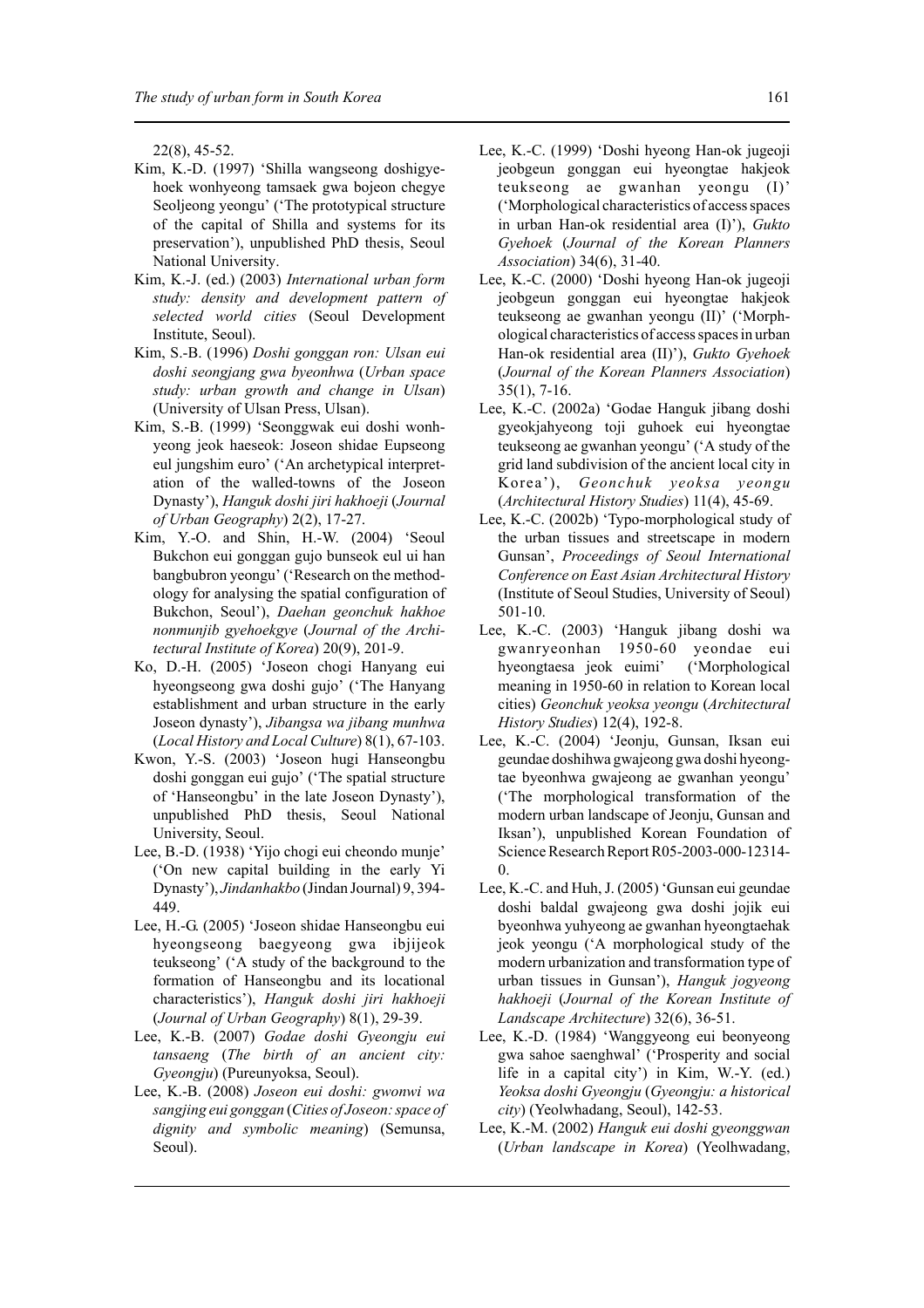22(8), 45-52.

Kim, K.-D. (1997) 'Shilla wangseong doshigyehoek wonhyeong tamsaek gwa bojeon chegye Seoljeong yeongu' ('The prototypical structure of the capital of Shilla and systems for its preservation'), unpublished PhD thesis, Seoul National University.

Kim, K.-J. (ed.) (2003) *International urban form study: density and development pattern of selected world cities* (Seoul Development Institute, Seoul).

Kim, S.-B. (1996) *Doshi gonggan ron: Ulsan eui doshi seongjang gwa byeonhwa* (*Urban space study: urban growth and change in Ulsan*) (University of Ulsan Press, Ulsan).

Kim, S.-B. (1999) 'Seonggwak eui doshi wonhyeong jeok haeseok: Joseon shidae Eupseong eul jungshim euro' ('An archetypical interpretation of the walled-towns of the Joseon Dynasty'), *Hanguk doshi jiri hakhoeji* (*Journal of Urban Geography*) 2(2), 17-27.

Kim, Y.-O. and Shin, H.-W. (2004) 'Seoul Bukchon eui gonggan gujo bunseok eul ui han bangbubron yeongu' ('Research on the methodology for analysing the spatial configuration of Bukchon, Seoul'), *Daehan geonchuk hakhoe nonmunjib gyehoekgye* (*Journal of the Architectural Institute of Korea*) 20(9), 201-9.

Ko, D.-H. (2005) 'Joseon chogi Hanyang eui hyeongseong gwa doshi gujo' ('The Hanyang establishment and urban structure in the early Joseon dynasty'), *Jibangsa wa jibang munhwa* (*Local History and Local Culture*) 8(1), 67-103.

Kwon, Y.-S. (2003) 'Joseon hugi Hanseongbu doshi gonggan eui gujo' ('The spatial structure of 'Hanseongbu' in the late Joseon Dynasty'), unpublished PhD thesis, Seoul National University, Seoul.

Lee, B.-D. (1938) 'Yijo chogi eui cheondo munje' ('On new capital building in the early Yi Dynasty'), *Jindanhakbo* (Jindan Journal) 9, 394-449.

Lee, H.-G. (2005) 'Joseon shidae Hanseongbu eui hyeongseong baegyeong gwa ibjijeok teukseong' ('A study of the background to the formation of Hanseongbu and its locational characteristics'), *Hanguk doshi jiri hakhoeji* (*Journal of Urban Geography*) 8(1), 29-39.

Lee, K.-B. (2007) *Godae doshi Gyeongju eui tansaeng* (*The birth of an ancient city: Gyeongju*) (Pureunyoksa, Seoul).

Lee, K.-B. (2008) *Joseon eui doshi: gwonwi wa sangjing eui gonggan* (*Cities of Joseon: space of dignity and symbolic meaning*) (Semunsa, Seoul).

Lee, K.-C. (1999) 'Doshi hyeong Han-ok jugeoji jeobgeun gonggan eui hyeongtae hakjeok teukseong ae gwanhan yeongu (I)' ('Morphological characteristics of access spaces in urban Han-ok residential area (I)'), *Gukto Gyehoek* (*Journal of the Korean Planners Association*) 34(6), 31-40.

Lee, K.-C. (2000) 'Doshi hyeong Han-ok jugeoji jeobgeun gonggan eui hyeongtae hakjeok teukseong ae gwanhan yeongu (II)' ('Morphological characteristics of access spaces in urban Han-ok residential area (II)'), *Gukto Gyehoek* (*Journal of the Korean Planners Association*) 35(1), 7-16.

Lee, K.-C. (2002a) 'Godae Hanguk jibang doshi gyeokjahyeong toji guhoek eui hyeongtae teukseong ae gwanhan yeongu' ('A study of the grid land subdivision of the ancient local city in Korea'), *Geonchuk yeoksa yeongu* (*Architectural History Studies*) 11(4), 45-69.

Lee, K.-C. (2002b) 'Typo-morphological study of the urban tissues and streetscape in modern Gunsan', *Proceedings of Seoul International Conference on East Asian Architectural History* (Institute of Seoul Studies, University of Seoul) 501-10.

Lee, K.-C. (2003) 'Hanguk jibang doshi wa gwanryeonhan 1950-60 yeondae eui hyeongtaesa jeok euimi' ('Morphological meaning in 1950-60 in relation to Korean local cities) *Geonchuk yeoksa yeongu* (*Architectural History Studies*) 12(4), 192-8.

Lee, K.-C. (2004) 'Jeonju, Gunsan, Iksan eui geundae doshihwa gwajeong gwa doshi hyeongtae byeonhwa gwajeong ae gwanhan yeongu' ('The morphological transformation of the modern urban landscape of Jeonju, Gunsan and Iksan'), unpublished Korean Foundation of Science Research Report R05-2003-000-12314-0.

Lee, K.-C. and Huh, J. (2005) 'Gunsan eui geundae doshi baldal gwajeong gwa doshi jojik eui byeonhwa yuhyeong ae gwanhan hyeongtaehak jeok yeongu ('A morphological study of the modern urbanization and transformation type of urban tissues in Gunsan'), *Hanguk jogyeong hakhoeji* (*Journal of the Korean Institute of Landscape Architecture*) 32(6), 36-51.

Lee, K.-D. (1984) 'Wanggyeong eui beonyeong gwa sahoe saenghwal' ('Prosperity and social life in a capital city') in Kim, W.-Y. (ed.) *Yeoksa doshi Gyeongju* (*Gyeongju: a historical city*) (Yeolwhadang, Seoul), 142-53.

Lee, K.-M. (2002) *Hanguk eui doshi gyeonggwan* (*Urban landscape in Korea*) (Yeolhwadang,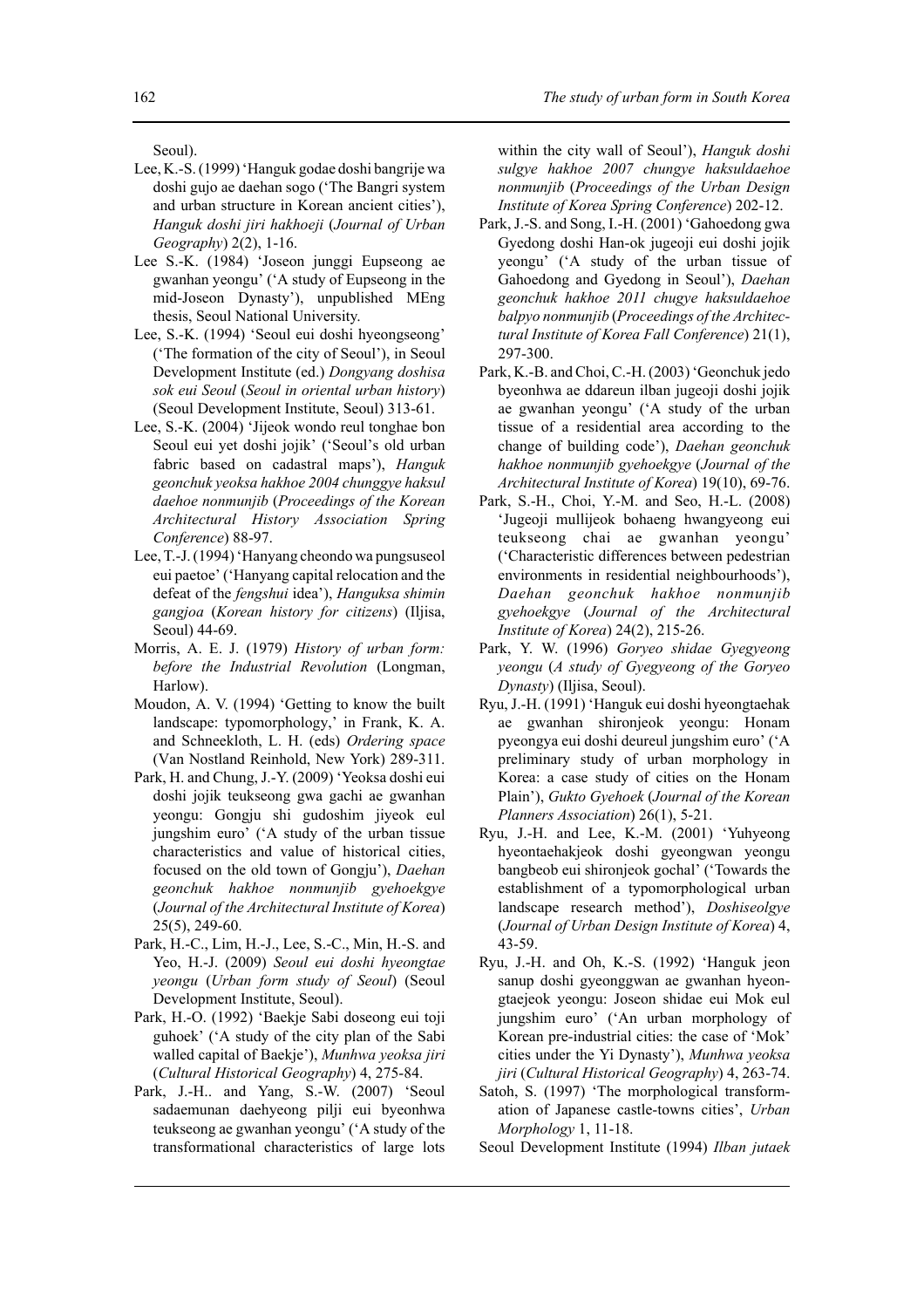Seoul).

Lee, K.-S. (1999) 'Hanguk godae doshi bangrije wa doshi gujo ae daehan sogo ('The Bangri system and urban structure in Korean ancient cities'), *Hanguk doshi jiri hakhoeji* (*Journal of Urban Geography*) 2(2), 1-16.

Lee S.-K. (1984) 'Joseon junggi Eupseong ae gwanhan yeongu' ('A study of Eupseong in the mid-Joseon Dynasty'), unpublished MEng thesis, Seoul National University.

Lee, S.-K. (1994) 'Seoul eui doshi hyeongseong' ('The formation of the city of Seoul'), in Seoul Development Institute (ed.) *Dongyang doshisa sok eui Seoul* (*Seoul in oriental urban history*) (Seoul Development Institute, Seoul) 313-61.

Lee, S.-K. (2004) 'Jijeok wondo reul tonghae bon Seoul eui yet doshi jojik' ('Seoul's old urban fabric based on cadastral maps'), *Hanguk geonchuk yeoksa hakhoe 2004 chunggye haksul daehoe nonmunjib* (*Proceedings of the Korean Architectural History Association Spring Conference*) 88-97.

Lee, T.-J. (1994) 'Hanyang cheondo wa pungsuseol eui paetoe' ('Hanyang capital relocation and the defeat of the *fengshui* idea'), *Hanguksa shimin gangjoa* (*Korean history for citizens*) (Iljisa, Seoul) 44-69.

Morris, A. E. J. (1979) *History of urban form: before the Industrial Revolution* (Longman, Harlow).

Moudon, A. V. (1994) 'Getting to know the built landscape: typomorphology,' in Frank, K. A. and Schneekloth, L. H. (eds) *Ordering space* (Van Nostland Reinhold, New York) 289-311.

Park, H. and Chung, J.-Y. (2009) 'Yeoksa doshi eui doshi jojik teukseong gwa gachi ae gwanhan yeongu: Gongju shi gudoshim jiyeok eul jungshim euro' ('A study of the urban tissue characteristics and value of historical cities, focused on the old town of Gongju'), *Daehan geonchuk hakhoe nonmunjib gyehoekgye* (*Journal of the Architectural Institute of Korea*) 25(5), 249-60.

Park, H.-C., Lim, H.-J., Lee, S.-C., Min, H.-S. and Yeo, H.-J. (2009) *Seoul eui doshi hyeongtae yeongu* (*Urban form study of Seoul*) (Seoul Development Institute, Seoul).

Park, H.-O. (1992) 'Baekje Sabi doseong eui toji guhoek' ('A study of the city plan of the Sabi walled capital of Baekje'), *Munhwa yeoksa jiri* (*Cultural Historical Geography*) 4, 275-84.

Park, J.-H.. and Yang, S.-W. (2007) 'Seoul sadaemunan daehyeong pilji eui byeonhwa teukseong ae gwanhan yeongu' ('A study of the transformational characteristics of large lots within the city wall of Seoul'), *Hanguk doshi sulgye hakhoe 2007 chungye haksuldaehoe nonmunjib* (*Proceedings of the Urban Design Institute of Korea Spring Conference*) 202-12.

Park, J.-S. and Song, I.-H. (2001) 'Gahoedong gwa Gyedong doshi Han-ok jugeoji eui doshi jojik yeongu' ('A study of the urban tissue of Gahoedong and Gyedong in Seoul'), *Daehan geonchuk hakhoe 2011 chugye haksuldaehoe balpyo nonmunjib* (*Proceedings of the Architectural Institute of Korea Fall Conference*) 21(1), 297-300.

Park, K.-B. and Choi, C.-H. (2003) 'Geonchuk jedo byeonhwa ae ddareun ilban jugeoji doshi jojik ae gwanhan yeongu' ('A study of the urban tissue of a residential area according to the change of building code'), *Daehan geonchuk hakhoe nonmunjib gyehoekgye* (*Journal of the Architectural Institute of Korea*) 19(10), 69-76.

Park, S.-H., Choi, Y.-M. and Seo, H.-L. (2008) 'Jugeoji mullijeok bohaeng hwangyeong eui teukseong chai ae gwanhan yeongu' ('Characteristic differences between pedestrian environments in residential neighbourhoods'), *Daehan geonchuk hakhoe nonmunjib gyehoekgye* (*Journal of the Architectural Institute of Korea*) 24(2), 215-26.

Park, Y. W. (1996) *Goryeo shidae Gyegyeong yeongu* (*A study of Gyegyeong of the Goryeo Dynasty*) (Iljisa, Seoul).

Ryu, J.-H. (1991) 'Hanguk eui doshi hyeongtaehak ae gwanhan shironjeok yeongu: Honam pyeongya eui doshi deureul jungshim euro' ('A preliminary study of urban morphology in Korea: a case study of cities on the Honam Plain'), *Gukto Gyehoek* (*Journal of the Korean Planners Association*) 26(1), 5-21.

Ryu, J.-H. and Lee, K.-M. (2001) 'Yuhyeong hyeontaehakjeok doshi gyeongwan yeongu bangbeob eui shironjeok gochal' ('Towards the establishment of a typomorphological urban landscape research method'), *Doshiseolgye* (*Journal of Urban Design Institute of Korea*) 4, 43-59.

Ryu, J.-H. and Oh, K.-S. (1992) 'Hanguk jeon sanup doshi gyeonggwan ae gwanhan hyeongtaejeok yeongu: Joseon shidae eui Mok eul jungshim euro' ('An urban morphology of Korean pre-industrial cities: the case of 'Mok' cities under the Yi Dynasty'), *Munhwa yeoksa jiri* (*Cultural Historical Geography*) 4, 263-74.

Satoh, S. (1997) 'The morphological transformation of Japanese castle-towns cities', *Urban Morphology* 1, 11-18.

Seoul Development Institute (1994) *Ilban jutaek*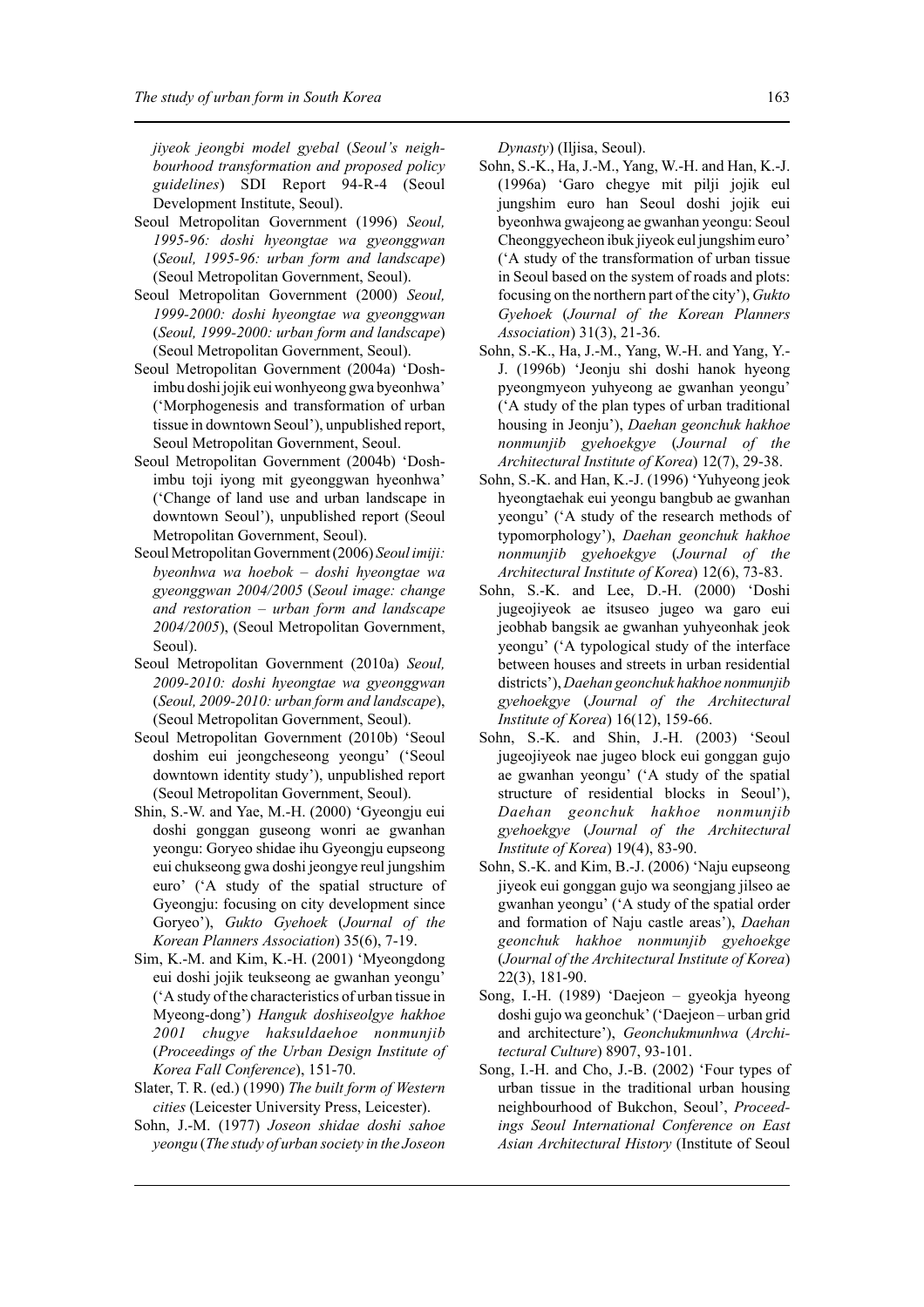*jiyeok jeongbi model gyebal* (*Seoul's neighbourhood transformation and proposed policy guidelines*) SDI Report 94-R-4 (Seoul Development Institute, Seoul).

Seoul Metropolitan Government (1996) *Seoul, 1995-96: doshi hyeongtae wa gyeonggwan* (*Seoul, 1995-96: urban form and landscape*) (Seoul Metropolitan Government, Seoul).

Seoul Metropolitan Government (2000) *Seoul, 1999-2000: doshi hyeongtae wa gyeonggwan* (*Seoul, 1999-2000: urban form and landscape*) (Seoul Metropolitan Government, Seoul).

Seoul Metropolitan Government (2004a) 'Doshimbu doshi jojik eui wonhyeong gwa byeonhwa' ('Morphogenesis and transformation of urban tissue in downtown Seoul'), unpublished report, Seoul Metropolitan Government, Seoul.

Seoul Metropolitan Government (2004b) 'Doshimbu toji iyong mit gyeonggwan hyeonhwa' ('Change of land use and urban landscape in downtown Seoul'), unpublished report (Seoul Metropolitan Government, Seoul).

Seoul Metropolitan Government (2006) *Seoul imiji: byeonhwa wa hoebok – doshi hyeongtae wa gyeonggwan 2004/2005* (*Seoul image: change and restoration – urban form and landscape 2004/2005*), (Seoul Metropolitan Government, Seoul).

Seoul Metropolitan Government (2010a) *Seoul, 2009-2010: doshi hyeongtae wa gyeonggwan* (*Seoul, 2009-2010: urban form and landscape*), (Seoul Metropolitan Government, Seoul).

Seoul Metropolitan Government (2010b) 'Seoul doshim eui jeongcheseong yeongu' ('Seoul downtown identity study'), unpublished report (Seoul Metropolitan Government, Seoul).

Shin, S.-W. and Yae, M.-H. (2000) 'Gyeongju eui doshi gonggan guseong wonri ae gwanhan yeongu: Goryeo shidae ihu Gyeongju eupseong eui chukseong gwa doshi jeongye reul jungshim euro' ('A study of the spatial structure of Gyeongju: focusing on city development since Goryeo'), *Gukto Gyehoek* (*Journal of the Korean Planners Association*) 35(6), 7-19.

Sim, K.-M. and Kim, K.-H. (2001) 'Myeongdong eui doshi jojik teukseong ae gwanhan yeongu' ('A study of the characteristics of urban tissue in Myeong-dong') *Hanguk doshiseolgye hakhoe 2001 chugye haksuldaehoe nonmunjib* (*Proceedings of the Urban Design Institute of Korea Fall Conference*), 151-70.

Slater, T. R. (ed.) (1990) *The built form of Western cities* (Leicester University Press, Leicester).

Sohn, J.-M. (1977) *Joseon shidae doshi sahoe yeongu* (*The study of urban society in the Joseon Dynasty*) (Iljisa, Seoul).

Sohn, S.-K., Ha, J.-M., Yang, W.-H. and Han, K.-J. (1996a) 'Garo chegye mit pilji jojik eul jungshim euro han Seoul doshi jojik eui byeonhwa gwajeong ae gwanhan yeongu: Seoul Cheonggyecheon ibuk jiyeok eul jungshim euro' ('A study of the transformation of urban tissue in Seoul based on the system of roads and plots: focusing on the northern part of the city'), *Gukto Gyehoek* (*Journal of the Korean Planners Association*) 31(3), 21-36.

Sohn, S.-K., Ha, J.-M., Yang, W.-H. and Yang, Y.-J. (1996b) 'Jeonju shi doshi hanok hyeong pyeongmyeon yuhyeong ae gwanhan yeongu' ('A study of the plan types of urban traditional housing in Jeonju'), *Daehan geonchuk hakhoe nonmunjib gyehoekgye* (*Journal of the Architectural Institute of Korea*) 12(7), 29-38.

Sohn, S.-K. and Han, K.-J. (1996) 'Yuhyeong jeok hyeongtaehak eui yeongu bangbub ae gwanhan yeongu' ('A study of the research methods of typomorphology'), *Daehan geonchuk hakhoe nonmunjib gyehoekgye* (*Journal of the Architectural Institute of Korea*) 12(6), 73-83.

Sohn, S.-K. and Lee, D.-H. (2000) 'Doshi jugeojiyeok ae itsuseo jugeo wa garo eui jeobhab bangsik ae gwanhan yuhyeonhak jeok yeongu' ('A typological study of the interface between houses and streets in urban residential districts'), *Daehan geonchuk hakhoe nonmunjib gyehoekgye* (*Journal of the Architectural Institute of Korea*) 16(12), 159-66.

Sohn, S.-K. and Shin, J.-H. (2003) 'Seoul jugeojiyeok nae jugeo block eui gonggan gujo ae gwanhan yeongu' ('A study of the spatial structure of residential blocks in Seoul'), *Daehan geonchuk hakhoe nonmunjib gyehoekgye* (*Journal of the Architectural Institute of Korea*) 19(4), 83-90.

Sohn, S.-K. and Kim, B.-J. (2006) 'Naju eupseong jiyeok eui gonggan gujo wa seongjang jilseo ae gwanhan yeongu' ('A study of the spatial order and formation of Naju castle areas'), *Daehan geonchuk hakhoe nonmunjib gyehoekge* (*Journal of the Architectural Institute of Korea*) 22(3), 181-90.

Song, I.-H. (1989) 'Daejeon – gyeokja hyeong doshi gujo wa geonchuk' ('Daejeon – urban grid and architecture'), *Geonchukmunhwa* (*Architectural Culture*) 8907, 93-101.

Song, I.-H. and Cho, J.-B. (2002) 'Four types of urban tissue in the traditional urban housing neighbourhood of Bukchon, Seoul', *Proceedings Seoul International Conference on East Asian Architectural History* (Institute of Seoul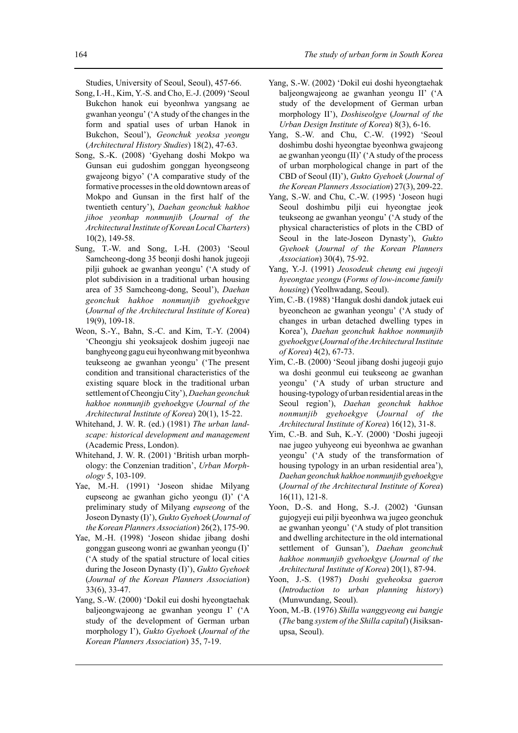Studies, University of Seoul, Seoul), 457-66.

Song, I.-H., Kim, Y.-S. and Cho, E.-J. (2009) 'Seoul Bukchon hanok eui byeonhwa yangsang ae gwanhan yeongu' ('A study of the changes in the form and spatial uses of urban Hanok in Bukchon, Seoul'), *Geonchuk yeoksa yeongu* (*Architectural History Studies*) 18(2), 47-63.

Song, S.-K. (2008) 'Gyehang doshi Mokpo wa Gunsan eui gudoshim gonggan hyeongseong gwajeong bigyo' ('A comparative study of the formative processes in the old downtown areas of Mokpo and Gunsan in the first half of the twentieth century'), *Daehan geonchuk hakhoe jihoe yeonhap nonmunjib* (*Journal of the Architectural Institute of Korean Local Charters*) 10(2), 149-58.

Sung, T.-W. and Song, I.-H. (2003) 'Seoul Samcheong-dong 35 beonji doshi hanok jugeoji pilji guhoek ae gwanhan yeongu' ('A study of plot subdivision in a traditional urban housing area of 35 Samcheong-dong, Seoul'), *Daehan geonchuk hakhoe nonmunjib gyehoekgye* (*Journal of the Architectural Institute of Korea*) 19(9), 109-18.

Weon, S.-Y., Bahn, S.-C. and Kim, T.-Y. (2004) 'Cheongju shi yeoksajeok doshim jugeoji nae banghyeong gagu eui hyeonhwang mit byeonhwa teukseong ae gwanhan yeongu' ('The present condition and transitional characteristics of the existing square block in the traditional urban settlement of Cheongju City'), *Daehan geonchuk hakhoe nonmunjib gyehoekgye* (*Journal of the Architectural Institute of Korea*) 20(1), 15-22.

Whitehand, J. W. R. (ed.) (1981) *The urban landscape: historical development and management* (Academic Press, London).

Whitehand, J. W. R. (2001) 'British urban morphology: the Conzenian tradition', *Urban Morphology* 5, 103-109.

Yae, M.-H. (1991) 'Joseon shidae Milyang eupseong ae gwanhan gicho yeongu (I)' ('A preliminary study of Milyang *eupseong* of the Joseon Dynasty (I)'), *Gukto Gyehoek* (*Journal of the Korean Planners Association*) 26(2), 175-90.

Yae, M.-H. (1998) 'Joseon shidae jibang doshi gonggan guseong wonri ae gwanhan yeongu (I)' ('A study of the spatial structure of local cities during the Joseon Dynasty (I)'), *Gukto Gyehoek* (*Journal of the Korean Planners Association*) 33(6), 33-47.

Yang, S.-W. (2000) 'Dokil eui doshi hyeongtaehak baljeongwajeong ae gwanhan yeongu I' ('A study of the development of German urban morphology I'), *Gukto Gyehoek* (*Journal of the Korean Planners Association*) 35, 7-19.

Yang, S.-W. (2002) 'Dokil eui doshi hyeongtaehak baljeongwajeong ae gwanhan yeongu II' ('A study of the development of German urban morphology II'), *Doshiseolgye* (*Journal of the Urban Design Institute of Korea*) 8(3), 6-16.

Yang, S.-W. and Chu, C.-W. (1992) 'Seoul doshimbu doshi hyeongtae byeonhwa gwajeong ae gwanhan yeongu (II)' ('A study of the process of urban morphological change in part of the CBD of Seoul (II)'), *Gukto Gyehoek* (*Journal of the Korean Planners Association*) 27(3), 209-22.

Yang, S.-W. and Chu, C.-W. (1995) 'Joseon hugi Seoul doshimbu pilji eui hyeongtae jeok teukseong ae gwanhan yeongu' ('A study of the physical characteristics of plots in the CBD of Seoul in the late-Joseon Dynasty'), *Gukto Gyehoek* (*Journal of the Korean Planners Association*) 30(4), 75-92.

Yang, Y.-J. (1991) *Jeosodeuk cheung eui jugeoji hyeongtae yeongu* (*Forms of low-income family housing*) (Yeolhwadang, Seoul).

Yim, C.-B. (1988) 'Hanguk doshi dandok jutaek eui byeoncheon ae gwanhan yeongu' ('A study of changes in urban detached dwelling types in Korea'), *Daehan geonchuk hakhoe nonmunjib gyehoekgye* (*Journal of the Architectural Institute of Korea*) 4(2), 67-73.

Yim, C.-B. (2000) 'Seoul jibang doshi jugeoji gujo wa doshi geonmul eui teukseong ae gwanhan yeongu' ('A study of urban structure and housing-typology of urban residential areas in the Seoul region'), *Daehan geonchuk hakhoe nonmunjib gyehoekgye* (*Journal of the Architectural Institute of Korea*) 16(12), 31-8.

Yim, C.-B. and Suh, K.-Y. (2000) 'Doshi jugeoji nae jugeo yuhyeong eui byeonhwa ae gwanhan yeongu' ('A study of the transformation of housing typology in an urban residential area'), *Daehan geonchuk hakhoe nonmunjib gyehoekgye* (*Journal of the Architectural Institute of Korea*) 16(11), 121-8.

Yoon, D.-S. and Hong, S.-J. (2002) 'Gunsan gujogyeji eui pilji byeonhwa wa jugeo geonchuk ae gwanhan yeongu' ('A study of plot transition and dwelling architecture in the old international settlement of Gunsan'), *Daehan geonchuk hakhoe nonmunjib gyehoekgye* (*Journal of the Architectural Institute of Korea*) 20(1), 87-94.

Yoon, J.-S. (1987) *Doshi gyeheoksa gaeron* (*Introduction to urban planning history*) (Munwundang, Seoul).

Yoon, M.-B. (1976) *Shilla wanggyeong eui bangje* (*The* bang *system of the Shilla capital*) (Jisiksanupsa, Seoul).